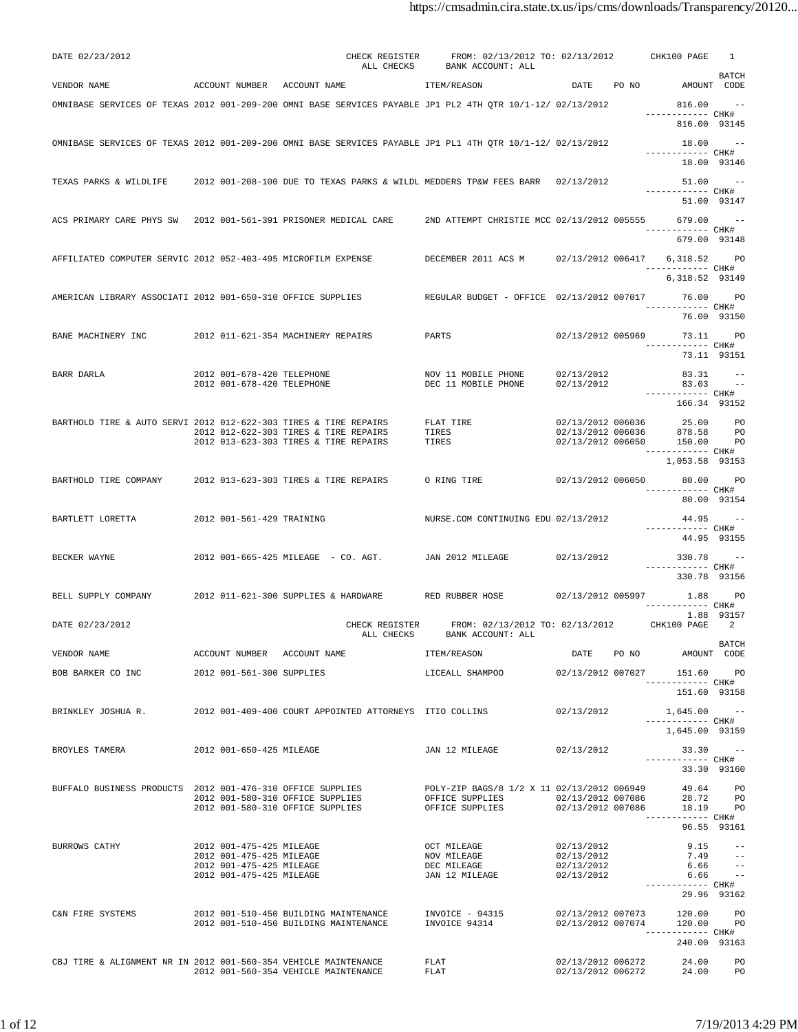DATE 02/23/2012 — CHECK REGISTER — ALL CHECKS — FROM: 02/13/2012 TO: 02/13/2012 — BANK ACCOUNT: ALL — CHK100 PAGE 1

| VENDOR NAME | ACCOUNT NUMBER | ACCOUNT NAME | ITEM/REASON | DATE | PO NO | AMOUNT | BATCH CODE |
|---|---|---|---|---|---|---|---|
| OMNIBASE SERVICES OF TEXAS | 2012 001-209-200 | OMNI BASE SERVICES PAYABLE | JP1 PL2 4TH QTR 10/1-12/ | 02/13/2012 | | 816.00 | -- |
| | | | | | | 816.00 | CHK# 93145 |
| OMNIBASE SERVICES OF TEXAS | 2012 001-209-200 | OMNI BASE SERVICES PAYABLE | JP1 PL1 4TH QTR 10/1-12/ | 02/13/2012 | | 18.00 | -- |
| | | | | | | 18.00 | CHK# 93146 |
| TEXAS PARKS & WILDLIFE | 2012 001-208-100 | DUE TO TEXAS PARKS & WILDL | MEDDERS TP&W FEES BARR | 02/13/2012 | | 51.00 | -- |
| | | | | | | 51.00 | CHK# 93147 |
| ACS PRIMARY CARE PHYS SW | 2012 001-561-391 | PRISONER MEDICAL CARE | 2ND ATTEMPT CHRISTIE MCC | 02/13/2012 | 005555 | 679.00 | -- |
| | | | | | | 679.00 | CHK# 93148 |
| AFFILIATED COMPUTER SERVIC | 2012 052-403-495 | MICROFILM EXPENSE | DECEMBER 2011 ACS M | 02/13/2012 | 006417 | 6,318.52 | PO |
| | | | | | | 6,318.52 | CHK# 93149 |
| AMERICAN LIBRARY ASSOCIATI | 2012 001-650-310 | OFFICE SUPPLIES | REGULAR BUDGET - OFFICE | 02/13/2012 | 007017 | 76.00 | PO |
| | | | | | | 76.00 | CHK# 93150 |
| BANE MACHINERY INC | 2012 011-621-354 | MACHINERY REPAIRS | PARTS | 02/13/2012 | 005969 | 73.11 | PO |
| | | | | | | 73.11 | CHK# 93151 |
| BARR DARLA | 2012 001-678-420 | TELEPHONE | NOV 11 MOBILE PHONE | 02/13/2012 | | 83.31 | -- |
| | 2012 001-678-420 | TELEPHONE | DEC 11 MOBILE PHONE | 02/13/2012 | | 83.03 | -- |
| | | | | | | 166.34 | CHK# 93152 |
| BARTHOLD TIRE & AUTO SERVI | 2012 012-622-303 | TIRES & TIRE REPAIRS | FLAT TIRE | 02/13/2012 | 006036 | 25.00 | PO |
| | 2012 012-622-303 | TIRES & TIRE REPAIRS | TIRES | 02/13/2012 | 006036 | 878.58 | PO |
| | 2012 013-623-303 | TIRES & TIRE REPAIRS | TIRES | 02/13/2012 | 006050 | 150.00 | PO |
| | | | | | | 1,053.58 | CHK# 93153 |
| BARTHOLD TIRE COMPANY | 2012 013-623-303 | TIRES & TIRE REPAIRS | O RING TIRE | 02/13/2012 | 006050 | 80.00 | PO |
| | | | | | | 80.00 | CHK# 93154 |
| BARTLETT LORETTA | 2012 001-561-429 | TRAINING | NURSE.COM CONTINUING EDU | 02/13/2012 | | 44.95 | -- |
| | | | | | | 44.95 | CHK# 93155 |
| BECKER WAYNE | 2012 001-665-425 | MILEAGE - CO. AGT. | JAN 2012 MILEAGE | 02/13/2012 | | 330.78 | -- |
| | | | | | | 330.78 | CHK# 93156 |
| BELL SUPPLY COMPANY | 2012 011-621-300 | SUPPLIES & HARDWARE | RED RUBBER HOSE | 02/13/2012 | 005997 | 1.88 | PO |
| | | | | | | 1.88 | CHK# 93157 |

DATE 02/23/2012 — CHECK REGISTER — ALL CHECKS — FROM: 02/13/2012 TO: 02/13/2012 — BANK ACCOUNT: ALL — CHK100 PAGE 2

| VENDOR NAME | ACCOUNT NUMBER | ACCOUNT NAME | ITEM/REASON | DATE | PO NO | AMOUNT | BATCH CODE |
|---|---|---|---|---|---|---|---|
| BOB BARKER CO INC | 2012 001-561-300 | SUPPLIES | LICEALL SHAMPOO | 02/13/2012 | 007027 | 151.60 | PO |
| | | | | | | 151.60 | CHK# 93158 |
| BRINKLEY JOSHUA R. | 2012 001-409-400 | COURT APPOINTED ATTORNEYS | ITIO COLLINS | 02/13/2012 | | 1,645.00 | -- |
| | | | | | | 1,645.00 | CHK# 93159 |
| BROYLES TAMERA | 2012 001-650-425 | MILEAGE | JAN 12 MILEAGE | 02/13/2012 | | 33.30 | -- |
| | | | | | | 33.30 | CHK# 93160 |
| BUFFALO BUSINESS PRODUCTS | 2012 001-476-310 | OFFICE SUPPLIES | POLY-ZIP BAGS/8 1/2 X 11 | 02/13/2012 | 006949 | 49.64 | PO |
| | 2012 001-580-310 | OFFICE SUPPLIES | OFFICE SUPPLIES | 02/13/2012 | 007086 | 28.72 | PO |
| | 2012 001-580-310 | OFFICE SUPPLIES | OFFICE SUPPLIES | 02/13/2012 | 007086 | 18.19 | PO |
| | | | | | | 96.55 | CHK# 93161 |
| BURROWS CATHY | 2012 001-475-425 | MILEAGE | OCT MILEAGE | 02/13/2012 | | 9.15 | -- |
| | 2012 001-475-425 | MILEAGE | NOV MILEAGE | 02/13/2012 | | 7.49 | -- |
| | 2012 001-475-425 | MILEAGE | DEC MILEAGE | 02/13/2012 | | 6.66 | -- |
| | 2012 001-475-425 | MILEAGE | JAN 12 MILEAGE | 02/13/2012 | | 6.66 | -- |
| | | | | | | 29.96 | CHK# 93162 |
| C&N FIRE SYSTEMS | 2012 001-510-450 | BUILDING MAINTENANCE | INVOICE - 94315 | 02/13/2012 | 007073 | 120.00 | PO |
| | 2012 001-510-450 | BUILDING MAINTENANCE | INVOICE 94314 | 02/13/2012 | 007074 | 120.00 | PO |
| | | | | | | 240.00 | CHK# 93163 |
| CBJ TIRE & ALIGNMENT NR IN | 2012 001-560-354 | VEHICLE MAINTENANCE | FLAT | 02/13/2012 | 006272 | 24.00 | PO |
| | 2012 001-560-354 | VEHICLE MAINTENANCE | FLAT | 02/13/2012 | 006272 | 24.00 | PO |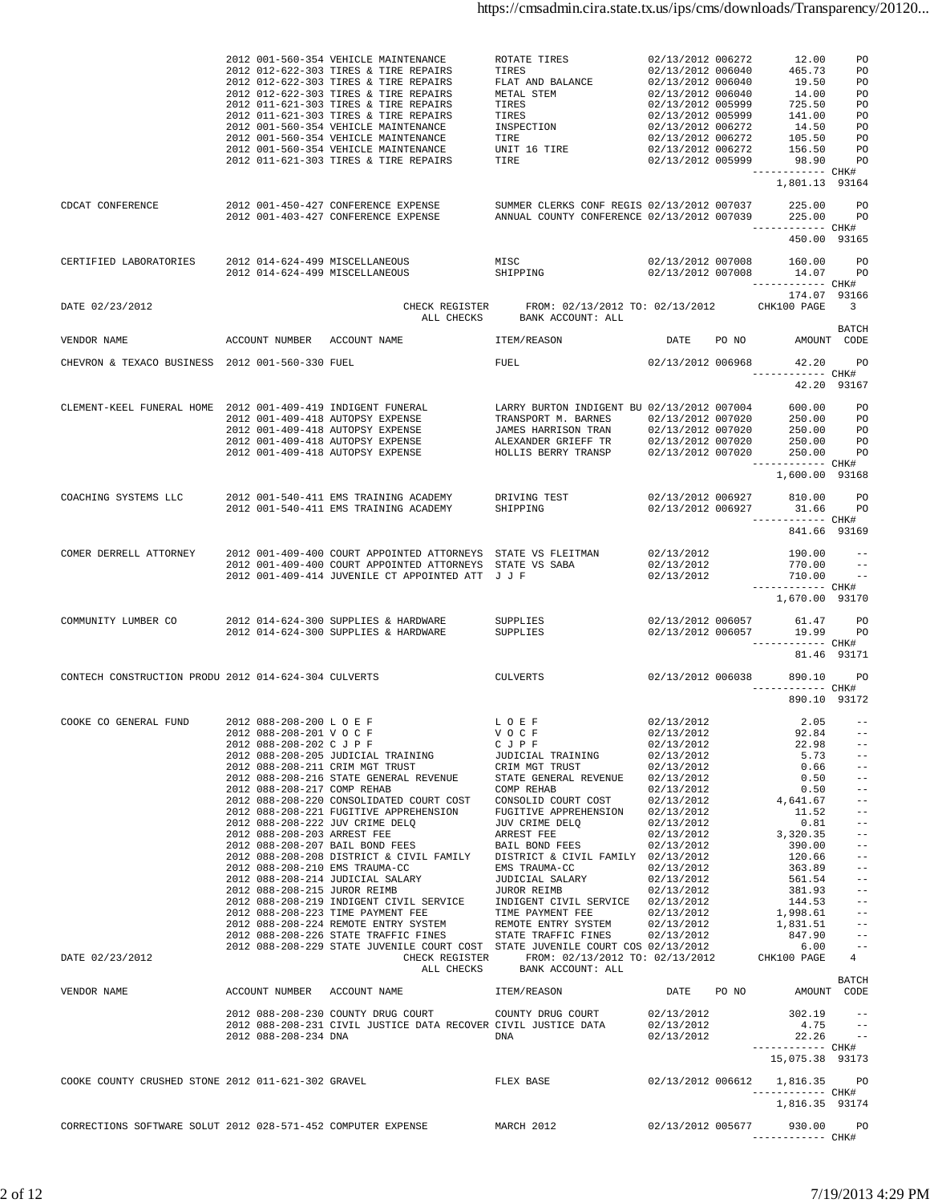| VENDOR NAME | ACCOUNT NUMBER | ACCOUNT NAME | ITEM/REASON | DATE | PO NO | AMOUNT | BATCH CODE |
|---|---|---|---|---|---|---|---|
| | 2012 001-560-354 | VEHICLE MAINTENANCE | ROTATE TIRES | 02/13/2012 | 006272 | 12.00 | PO |
| | 2012 012-622-303 | TIRES & TIRE REPAIRS | TIRES | 02/13/2012 | 006040 | 465.73 | PO |
| | 2012 012-622-303 | TIRES & TIRE REPAIRS | FLAT AND BALANCE | 02/13/2012 | 006040 | 19.50 | PO |
| | 2012 012-622-303 | TIRES & TIRE REPAIRS | METAL STEM | 02/13/2012 | 006040 | 14.00 | PO |
| | 2012 011-621-303 | TIRES & TIRE REPAIRS | TIRES | 02/13/2012 | 005999 | 725.50 | PO |
| | 2012 011-621-303 | TIRES & TIRE REPAIRS | TIRES | 02/13/2012 | 005999 | 141.00 | PO |
| | 2012 001-560-354 | VEHICLE MAINTENANCE | INSPECTION | 02/13/2012 | 006272 | 14.50 | PO |
| | 2012 001-560-354 | VEHICLE MAINTENANCE | TIRE | 02/13/2012 | 006272 | 105.50 | PO |
| | 2012 001-560-354 | VEHICLE MAINTENANCE | UNIT 16 TIRE | 02/13/2012 | 006272 | 156.50 | PO |
| | 2012 011-621-303 | TIRES & TIRE REPAIRS | TIRE | 02/13/2012 | 005999 | 98.90 | PO |
| | | | | | | 1,801.13 | CHK# 93164 |
| CDCAT CONFERENCE | 2012 001-450-427 | CONFERENCE EXPENSE | SUMMER CLERKS CONF REGIS | 02/13/2012 | 007037 | 225.00 | PO |
| | 2012 001-403-427 | CONFERENCE EXPENSE | ANNUAL COUNTY CONFERENCE | 02/13/2012 | 007039 | 225.00 | PO |
| | | | | | | 450.00 | CHK# 93165 |
| CERTIFIED LABORATORIES | 2012 014-624-499 | MISCELLANEOUS | MISC | 02/13/2012 | 007008 | 160.00 | PO |
| | 2012 014-624-499 | MISCELLANEOUS | SHIPPING | 02/13/2012 | 007008 | 14.07 | PO |
| | | | | | | 174.07 | CHK# 93166 |

DATE 02/23/2012 — CHECK REGISTER — FROM: 02/13/2012 TO: 02/13/2012 — CHK100 PAGE 3
ALL CHECKS — BANK ACCOUNT: ALL

| VENDOR NAME | ACCOUNT NUMBER | ACCOUNT NAME | ITEM/REASON | DATE | PO NO | AMOUNT | BATCH CODE |
|---|---|---|---|---|---|---|---|
| CHEVRON & TEXACO BUSINESS | 2012 001-560-330 | FUEL | FUEL | 02/13/2012 | 006968 | 42.20 | PO |
| | | | | | | 42.20 | CHK# 93167 |
| CLEMENT-KEEL FUNERAL HOME | 2012 001-409-419 | INDIGENT FUNERAL | LARRY BURTON INDIGENT BU | 02/13/2012 | 007004 | 600.00 | PO |
| | 2012 001-409-418 | AUTOPSY EXPENSE | TRANSPORT M. BARNES | 02/13/2012 | 007020 | 250.00 | PO |
| | 2012 001-409-418 | AUTOPSY EXPENSE | JAMES HARRISON TRAN | 02/13/2012 | 007020 | 250.00 | PO |
| | 2012 001-409-418 | AUTOPSY EXPENSE | ALEXANDER GRIEFF TR | 02/13/2012 | 007020 | 250.00 | PO |
| | 2012 001-409-418 | AUTOPSY EXPENSE | HOLLIS BERRY TRANSP | 02/13/2012 | 007020 | 250.00 | PO |
| | | | | | | 1,600.00 | CHK# 93168 |
| COACHING SYSTEMS LLC | 2012 001-540-411 | EMS TRAINING ACADEMY | DRIVING TEST | 02/13/2012 | 006927 | 810.00 | PO |
| | 2012 001-540-411 | EMS TRAINING ACADEMY | SHIPPING | 02/13/2012 | 006927 | 31.66 | PO |
| | | | | | | 841.66 | CHK# 93169 |
| COMER DERRELL ATTORNEY | 2012 001-409-400 | COURT APPOINTED ATTORNEYS | STATE VS FLEITMAN | 02/13/2012 | | 190.00 | -- |
| | 2012 001-409-400 | COURT APPOINTED ATTORNEYS | STATE VS SABA | 02/13/2012 | | 770.00 | -- |
| | 2012 001-409-414 | JUVENILE CT APPOINTED ATT | J J F | 02/13/2012 | | 710.00 | -- |
| | | | | | | 1,670.00 | CHK# 93170 |
| COMMUNITY LUMBER CO | 2012 014-624-300 | SUPPLIES & HARDWARE | SUPPLIES | 02/13/2012 | 006057 | 61.47 | PO |
| | 2012 014-624-300 | SUPPLIES & HARDWARE | SUPPLIES | 02/13/2012 | 006057 | 19.99 | PO |
| | | | | | | 81.46 | CHK# 93171 |
| CONTECH CONSTRUCTION PRODU | 2012 014-624-304 | CULVERTS | CULVERTS | 02/13/2012 | 006038 | 890.10 | PO |
| | | | | | | 890.10 | CHK# 93172 |
| COOKE CO GENERAL FUND | 2012 088-208-200 | L O E F | L O E F | 02/13/2012 | | 2.05 | -- |
| | 2012 088-208-201 | V O C F | V O C F | 02/13/2012 | | 92.84 | -- |
| | 2012 088-208-202 | C J P F | C J P F | 02/13/2012 | | 22.98 | -- |
| | 2012 088-208-205 | JUDICIAL TRAINING | JUDICIAL TRAINING | 02/13/2012 | | 5.73 | -- |
| | 2012 088-208-211 | CRIM MGT TRUST | CRIM MGT TRUST | 02/13/2012 | | 0.66 | -- |
| | 2012 088-208-216 | STATE GENERAL REVENUE | STATE GENERAL REVENUE | 02/13/2012 | | 0.50 | -- |
| | 2012 088-208-217 | COMP REHAB | COMP REHAB | 02/13/2012 | | 0.50 | -- |
| | 2012 088-208-220 | CONSOLIDATED COURT COST | CONSOLID COURT COST | 02/13/2012 | | 4,641.67 | -- |
| | 2012 088-208-221 | FUGITIVE APPREHENSION | FUGITIVE APPREHENSION | 02/13/2012 | | 11.52 | -- |
| | 2012 088-208-222 | JUV CRIME DELQ | JUV CRIME DELQ | 02/13/2012 | | 0.81 | -- |
| | 2012 088-208-203 | ARREST FEE | ARREST FEE | 02/13/2012 | | 3,320.35 | -- |
| | 2012 088-208-207 | BAIL BOND FEES | BAIL BOND FEES | 02/13/2012 | | 390.00 | -- |
| | 2012 088-208-208 | DISTRICT & CIVIL FAMILY | DISTRICT & CIVIL FAMILY | 02/13/2012 | | 120.66 | -- |
| | 2012 088-208-210 | EMS TRAUMA-CC | EMS TRAUMA-CC | 02/13/2012 | | 363.89 | -- |
| | 2012 088-208-214 | JUDICIAL SALARY | JUDICIAL SALARY | 02/13/2012 | | 561.54 | -- |
| | 2012 088-208-215 | JUROR REIMB | JUROR REIMB | 02/13/2012 | | 381.93 | -- |
| | 2012 088-208-219 | INDIGENT CIVIL SERVICE | INDIGENT CIVIL SERVICE | 02/13/2012 | | 144.53 | -- |
| | 2012 088-208-223 | TIME PAYMENT FEE | TIME PAYMENT FEE | 02/13/2012 | | 1,998.61 | -- |
| | 2012 088-208-224 | REMOTE ENTRY SYSTEM | REMOTE ENTRY SYSTEM | 02/13/2012 | | 1,831.51 | -- |
| | 2012 088-208-226 | STATE TRAFFIC FINES | STATE TRAFFIC FINES | 02/13/2012 | | 847.90 | -- |
| | 2012 088-208-229 | STATE JUVENILE COURT COST | STATE JUVENILE COURT COS | 02/13/2012 | | 6.00 | -- |

DATE 02/23/2012 — CHECK REGISTER — FROM: 02/13/2012 TO: 02/13/2012 — CHK100 PAGE 4
ALL CHECKS — BANK ACCOUNT: ALL

| VENDOR NAME | ACCOUNT NUMBER | ACCOUNT NAME | ITEM/REASON | DATE | PO NO | AMOUNT | BATCH CODE |
|---|---|---|---|---|---|---|---|
| | 2012 088-208-230 | COUNTY DRUG COURT | COUNTY DRUG COURT | 02/13/2012 | | 302.19 | -- |
| | 2012 088-208-231 | CIVIL JUSTICE DATA RECOVER | CIVIL JUSTICE DATA | 02/13/2012 | | 4.75 | -- |
| | 2012 088-208-234 | DNA | DNA | 02/13/2012 | | 22.26 | -- |
| | | | | | | 15,075.38 | CHK# 93173 |
| COOKE COUNTY CRUSHED STONE | 2012 011-621-302 | GRAVEL | FLEX BASE | 02/13/2012 | 006612 | 1,816.35 | PO |
| | | | | | | 1,816.35 | CHK# 93174 |
| CORRECTIONS SOFTWARE SOLUT | 2012 028-571-452 | COMPUTER EXPENSE | MARCH 2012 | 02/13/2012 | 005677 | 930.00 | PO |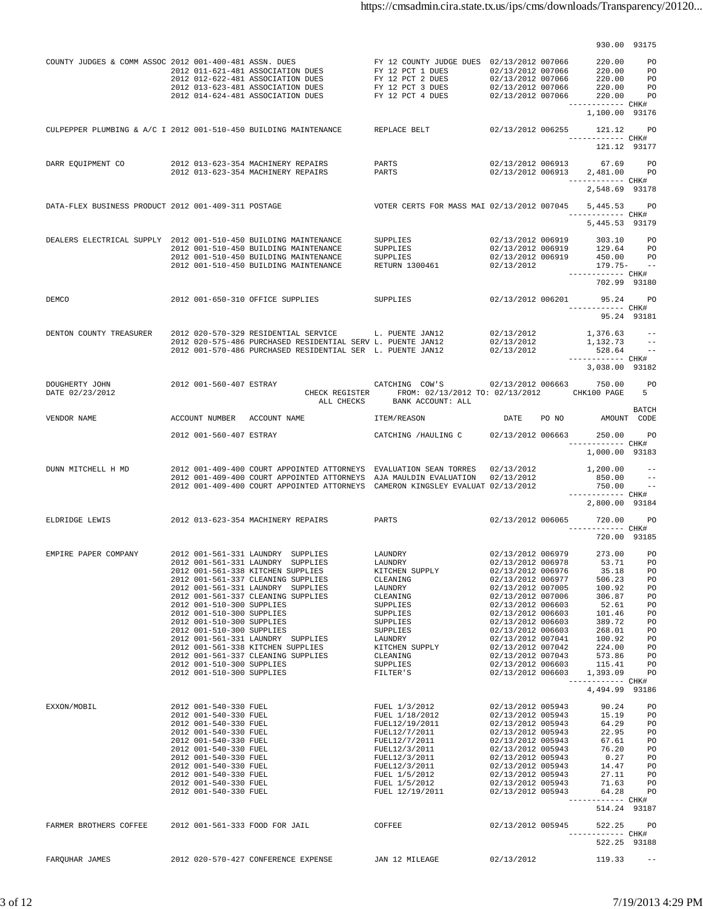| VENDOR NAME | ACCOUNT NUMBER | ACCOUNT NAME | ITEM/REASON | DATE | PO NO | AMOUNT | BATCH CODE |
|---|---|---|---|---|---|---|---|
| | | | | | | 930.00 | 93175 |
| COUNTY JUDGES & COMM ASSOC | 2012 001-400-481 | ASSN. DUES | FY 12 COUNTY JUDGE DUES | 02/13/2012 | 007066 | 220.00 | PO |
| | 2012 011-621-481 | ASSOCIATION DUES | FY 12 PCT 1 DUES | 02/13/2012 | 007066 | 220.00 | PO |
| | 2012 012-622-481 | ASSOCIATION DUES | FY 12 PCT 2 DUES | 02/13/2012 | 007066 | 220.00 | PO |
| | 2012 013-623-481 | ASSOCIATION DUES | FY 12 PCT 3 DUES | 02/13/2012 | 007066 | 220.00 | PO |
| | 2012 014-624-481 | ASSOCIATION DUES | FY 12 PCT 4 DUES | 02/13/2012 | 007066 | 220.00 | PO |
| | | | | | | 1,100.00 | CHK# 93176 |
| CULPEPPER PLUMBING & A/C I | 2012 001-510-450 | BUILDING MAINTENANCE | REPLACE BELT | 02/13/2012 | 006255 | 121.12 | PO |
| | | | | | | 121.12 | CHK# 93177 |
| DARR EQUIPMENT CO | 2012 013-623-354 | MACHINERY REPAIRS | PARTS | 02/13/2012 | 006913 | 67.69 | PO |
| | 2012 013-623-354 | MACHINERY REPAIRS | PARTS | 02/13/2012 | 006913 | 2,481.00 | PO |
| | | | | | | 2,548.69 | CHK# 93178 |
| DATA-FLEX BUSINESS PRODUCT | 2012 001-409-311 | POSTAGE | VOTER CERTS FOR MASS MAI | 02/13/2012 | 007045 | 5,445.53 | PO |
| | | | | | | 5,445.53 | CHK# 93179 |
| DEALERS ELECTRICAL SUPPLY | 2012 001-510-450 | BUILDING MAINTENANCE | SUPPLIES | 02/13/2012 | 006919 | 303.10 | PO |
| | 2012 001-510-450 | BUILDING MAINTENANCE | SUPPLIES | 02/13/2012 | 006919 | 129.64 | PO |
| | 2012 001-510-450 | BUILDING MAINTENANCE | SUPPLIES | 02/13/2012 | 006919 | 450.00 | PO |
| | 2012 001-510-450 | BUILDING MAINTENANCE | RETURN 1300461 | 02/13/2012 | | 179.75- | -- |
| | | | | | | 702.99 | CHK# 93180 |
| DEMCO | 2012 001-650-310 | OFFICE SUPPLIES | SUPPLIES | 02/13/2012 | 006201 | 95.24 | PO |
| | | | | | | 95.24 | CHK# 93181 |
| DENTON COUNTY TREASURER | 2012 020-570-329 | RESIDENTIAL SERVICE | L. PUENTE JAN12 | 02/13/2012 | | 1,376.63 | -- |
| | 2012 020-575-486 | PURCHASED RESIDENTIAL SERV | L. PUENTE JAN12 | 02/13/2012 | | 1,132.73 | -- |
| | 2012 001-570-486 | PURCHASED RESIDENTIAL SER | L. PUENTE JAN12 | 02/13/2012 | | 528.64 | -- |
| | | | | | | 3,038.00 | CHK# 93182 |
| DOUGHERTY JOHN | 2012 001-560-407 | ESTRAY | CATCHING COW'S | 02/13/2012 | 006663 | 750.00 | PO |

DATE 02/23/2012 — CHECK REGISTER FROM: 02/13/2012 TO: 02/13/2012 CHK100 PAGE 5 — ALL CHECKS BANK ACCOUNT: ALL

| VENDOR NAME | ACCOUNT NUMBER | ACCOUNT NAME | ITEM/REASON | DATE | PO NO | AMOUNT | BATCH CODE |
|---|---|---|---|---|---|---|---|
| | 2012 001-560-407 | ESTRAY | CATCHING /HAULING C | 02/13/2012 | 006663 | 250.00 | PO |
| | | | | | | 1,000.00 | CHK# 93183 |
| DUNN MITCHELL H MD | 2012 001-409-400 | COURT APPOINTED ATTORNEYS | EVALUATION SEAN TORRES | 02/13/2012 | | 1,200.00 | -- |
| | 2012 001-409-400 | COURT APPOINTED ATTORNEYS | AJA MAULDIN EVALUATION | 02/13/2012 | | 850.00 | -- |
| | 2012 001-409-400 | COURT APPOINTED ATTORNEYS | CAMERON KINGSLEY EVALUAT | 02/13/2012 | | 750.00 | -- |
| | | | | | | 2,800.00 | CHK# 93184 |
| ELDRIDGE LEWIS | 2012 013-623-354 | MACHINERY REPAIRS | PARTS | 02/13/2012 | 006065 | 720.00 | PO |
| | | | | | | 720.00 | CHK# 93185 |
| EMPIRE PAPER COMPANY | 2012 001-561-331 | LAUNDRY SUPPLIES | LAUNDRY | 02/13/2012 | 006979 | 273.00 | PO |
| | 2012 001-561-331 | LAUNDRY SUPPLIES | LAUNDRY | 02/13/2012 | 006978 | 53.71 | PO |
| | 2012 001-561-338 | KITCHEN SUPPLIES | KITCHEN SUPPLY | 02/13/2012 | 006976 | 35.18 | PO |
| | 2012 001-561-337 | CLEANING SUPPLIES | CLEANING | 02/13/2012 | 006977 | 506.23 | PO |
| | 2012 001-561-331 | LAUNDRY SUPPLIES | LAUNDRY | 02/13/2012 | 007005 | 100.92 | PO |
| | 2012 001-561-337 | CLEANING SUPPLIES | CLEANING | 02/13/2012 | 007006 | 306.87 | PO |
| | 2012 001-510-300 | SUPPLIES | SUPPLIES | 02/13/2012 | 006603 | 52.61 | PO |
| | 2012 001-510-300 | SUPPLIES | SUPPLIES | 02/13/2012 | 006603 | 101.46 | PO |
| | 2012 001-510-300 | SUPPLIES | SUPPLIES | 02/13/2012 | 006603 | 389.72 | PO |
| | 2012 001-510-300 | SUPPLIES | SUPPLIES | 02/13/2012 | 006603 | 268.01 | PO |
| | 2012 001-561-331 | LAUNDRY SUPPLIES | LAUNDRY | 02/13/2012 | 007041 | 100.92 | PO |
| | 2012 001-561-338 | KITCHEN SUPPLIES | KITCHEN SUPPLY | 02/13/2012 | 007042 | 224.00 | PO |
| | 2012 001-561-337 | CLEANING SUPPLIES | CLEANING | 02/13/2012 | 007043 | 573.86 | PO |
| | 2012 001-510-300 | SUPPLIES | SUPPLIES | 02/13/2012 | 006603 | 115.41 | PO |
| | 2012 001-510-300 | SUPPLIES | FILTER'S | 02/13/2012 | 006603 | 1,393.09 | PO |
| | | | | | | 4,494.99 | CHK# 93186 |
| EXXON/MOBIL | 2012 001-540-330 | FUEL | FUEL 1/3/2012 | 02/13/2012 | 005943 | 90.24 | PO |
| | 2012 001-540-330 | FUEL | FUEL 1/18/2012 | 02/13/2012 | 005943 | 15.19 | PO |
| | 2012 001-540-330 | FUEL | FUEL12/19/2011 | 02/13/2012 | 005943 | 64.29 | PO |
| | 2012 001-540-330 | FUEL | FUEL12/7/2011 | 02/13/2012 | 005943 | 22.95 | PO |
| | 2012 001-540-330 | FUEL | FUEL12/7/2011 | 02/13/2012 | 005943 | 67.61 | PO |
| | 2012 001-540-330 | FUEL | FUEL12/3/2011 | 02/13/2012 | 005943 | 76.20 | PO |
| | 2012 001-540-330 | FUEL | FUEL12/3/2011 | 02/13/2012 | 005943 | 0.27 | PO |
| | 2012 001-540-330 | FUEL | FUEL12/3/2011 | 02/13/2012 | 005943 | 14.47 | PO |
| | 2012 001-540-330 | FUEL | FUEL 1/5/2012 | 02/13/2012 | 005943 | 27.11 | PO |
| | 2012 001-540-330 | FUEL | FUEL 1/5/2012 | 02/13/2012 | 005943 | 71.63 | PO |
| | 2012 001-540-330 | FUEL | FUEL 12/19/2011 | 02/13/2012 | 005943 | 64.28 | PO |
| | | | | | | 514.24 | CHK# 93187 |
| FARMER BROTHERS COFFEE | 2012 001-561-333 | FOOD FOR JAIL | COFFEE | 02/13/2012 | 005945 | 522.25 | PO |
| | | | | | | 522.25 | CHK# 93188 |
| FARQUHAR JAMES | 2012 020-570-427 | CONFERENCE EXPENSE | JAN 12 MILEAGE | 02/13/2012 | | 119.33 | -- |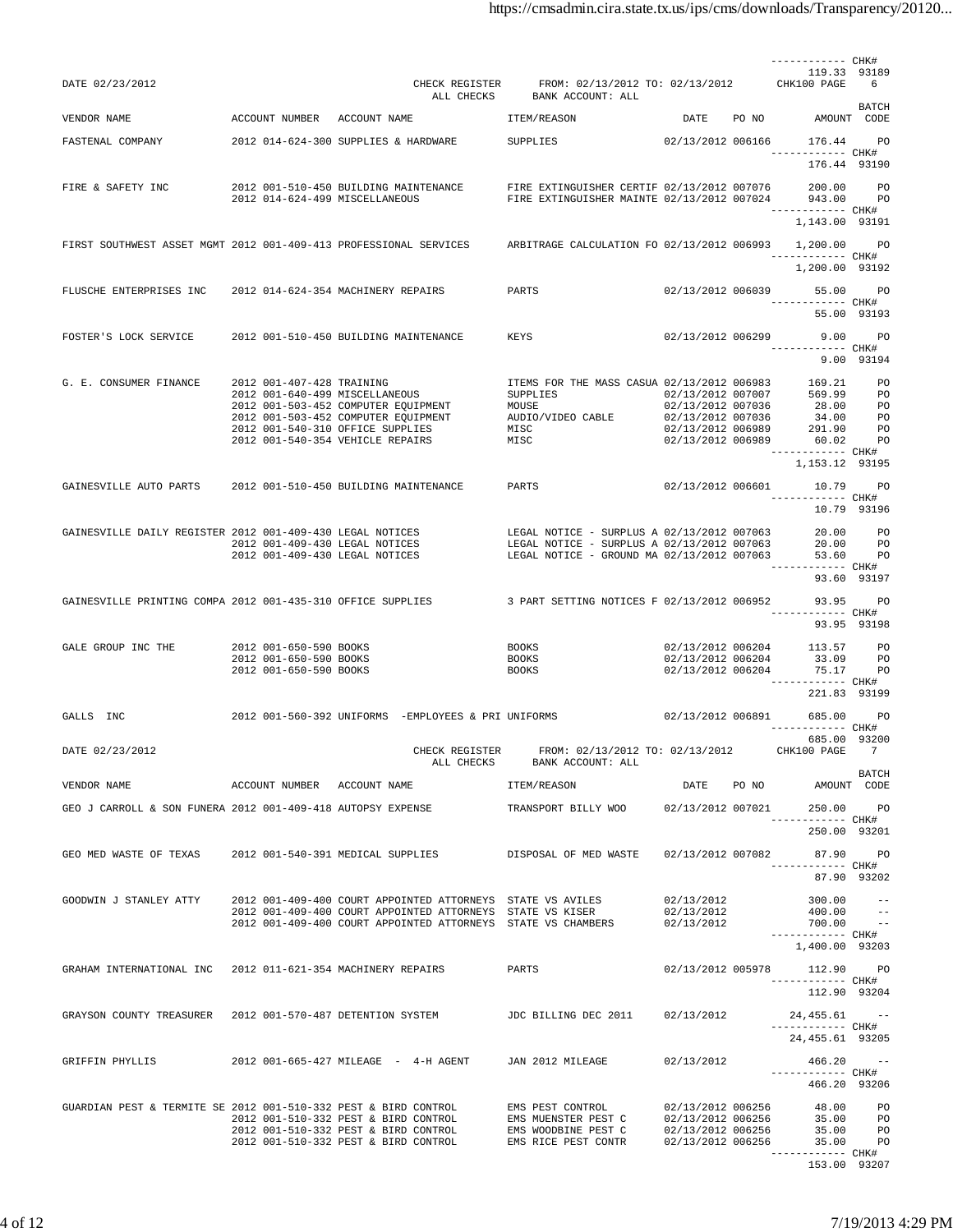| | | | | | | |
|---|---|---|---|---|---|---|
| | | | | | ------------ CHK# | |
| | | | | | 119.33 | 93189 |

DATE 02/23/2012 CHECK REGISTER FROM: 02/13/2012 TO: 02/13/2012 CHK100 PAGE 6
ALL CHECKS BANK ACCOUNT: ALL

| VENDOR NAME | ACCOUNT NUMBER | ACCOUNT NAME | ITEM/REASON | DATE | PO NO | AMOUNT | BATCH CODE |
|---|---|---|---|---|---|---|---|
| FASTENAL COMPANY | 2012 014-624-300 | SUPPLIES & HARDWARE | SUPPLIES | 02/13/2012 | 006166 | 176.44 | PO |
| | | | | | | ------------ CHK# | |
| | | | | | | 176.44 | 93190 |
| FIRE & SAFETY INC | 2012 001-510-450 | BUILDING MAINTENANCE | FIRE EXTINGUISHER CERTIF | 02/13/2012 | 007076 | 200.00 | PO |
| | 2012 014-624-499 | MISCELLANEOUS | FIRE EXTINGUISHER MAINTE | 02/13/2012 | 007024 | 943.00 | PO |
| | | | | | | ------------ CHK# | |
| | | | | | | 1,143.00 | 93191 |
| FIRST SOUTHWEST ASSET MGMT | 2012 001-409-413 | PROFESSIONAL SERVICES | ARBITRAGE CALCULATION FO | 02/13/2012 | 006993 | 1,200.00 | PO |
| | | | | | | ------------ CHK# | |
| | | | | | | 1,200.00 | 93192 |
| FLUSCHE ENTERPRISES INC | 2012 014-624-354 | MACHINERY REPAIRS | PARTS | 02/13/2012 | 006039 | 55.00 | PO |
| | | | | | | ------------ CHK# | |
| | | | | | | 55.00 | 93193 |
| FOSTER'S LOCK SERVICE | 2012 001-510-450 | BUILDING MAINTENANCE | KEYS | 02/13/2012 | 006299 | 9.00 | PO |
| | | | | | | ------------ CHK# | |
| | | | | | | 9.00 | 93194 |
| G. E. CONSUMER FINANCE | 2012 001-407-428 | TRAINING | ITEMS FOR THE MASS CASUA | 02/13/2012 | 006983 | 169.21 | PO |
| | 2012 001-640-499 | MISCELLANEOUS | SUPPLIES | 02/13/2012 | 007007 | 569.99 | PO |
| | 2012 001-503-452 | COMPUTER EQUIPMENT | MOUSE | 02/13/2012 | 007036 | 28.00 | PO |
| | 2012 001-503-452 | COMPUTER EQUIPMENT | AUDIO/VIDEO CABLE | 02/13/2012 | 007036 | 34.00 | PO |
| | 2012 001-540-310 | OFFICE SUPPLIES | MISC | 02/13/2012 | 006989 | 291.90 | PO |
| | 2012 001-540-354 | VEHICLE REPAIRS | MISC | 02/13/2012 | 006989 | 60.02 | PO |
| | | | | | | ------------ CHK# | |
| | | | | | | 1,153.12 | 93195 |
| GAINESVILLE AUTO PARTS | 2012 001-510-450 | BUILDING MAINTENANCE | PARTS | 02/13/2012 | 006601 | 10.79 | PO |
| | | | | | | ------------ CHK# | |
| | | | | | | 10.79 | 93196 |
| GAINESVILLE DAILY REGISTER | 2012 001-409-430 | LEGAL NOTICES | LEGAL NOTICE - SURPLUS A | 02/13/2012 | 007063 | 20.00 | PO |
| | 2012 001-409-430 | LEGAL NOTICES | LEGAL NOTICE - SURPLUS A | 02/13/2012 | 007063 | 20.00 | PO |
| | 2012 001-409-430 | LEGAL NOTICES | LEGAL NOTICE - GROUND MA | 02/13/2012 | 007063 | 53.60 | PO |
| | | | | | | ------------ CHK# | |
| | | | | | | 93.60 | 93197 |
| GAINESVILLE PRINTING COMPA | 2012 001-435-310 | OFFICE SUPPLIES | 3 PART SETTING NOTICES F | 02/13/2012 | 006952 | 93.95 | PO |
| | | | | | | ------------ CHK# | |
| | | | | | | 93.95 | 93198 |
| GALE GROUP INC THE | 2012 001-650-590 | BOOKS | BOOKS | 02/13/2012 | 006204 | 113.57 | PO |
| | 2012 001-650-590 | BOOKS | BOOKS | 02/13/2012 | 006204 | 33.09 | PO |
| | 2012 001-650-590 | BOOKS | BOOKS | 02/13/2012 | 006204 | 75.17 | PO |
| | | | | | | ------------ CHK# | |
| | | | | | | 221.83 | 93199 |
| GALLS INC | 2012 001-560-392 | UNIFORMS -EMPLOYEES & PRI | UNIFORMS | 02/13/2012 | 006891 | 685.00 | PO |
| | | | | | | ------------ CHK# | |
| | | | | | | 685.00 | 93200 |

DATE 02/23/2012 CHECK REGISTER FROM: 02/13/2012 TO: 02/13/2012 CHK100 PAGE 7
ALL CHECKS BANK ACCOUNT: ALL

| VENDOR NAME | ACCOUNT NUMBER | ACCOUNT NAME | ITEM/REASON | DATE | PO NO | AMOUNT | BATCH CODE |
|---|---|---|---|---|---|---|---|
| GEO J CARROLL & SON FUNERA | 2012 001-409-418 | AUTOPSY EXPENSE | TRANSPORT BILLY WOO | 02/13/2012 | 007021 | 250.00 | PO |
| | | | | | | ------------ CHK# | |
| | | | | | | 250.00 | 93201 |
| GEO MED WASTE OF TEXAS | 2012 001-540-391 | MEDICAL SUPPLIES | DISPOSAL OF MED WASTE | 02/13/2012 | 007082 | 87.90 | PO |
| | | | | | | ------------ CHK# | |
| | | | | | | 87.90 | 93202 |
| GOODWIN J STANLEY ATTY | 2012 001-409-400 | COURT APPOINTED ATTORNEYS | STATE VS AVILES | 02/13/2012 | | 300.00 | -- |
| | 2012 001-409-400 | COURT APPOINTED ATTORNEYS | STATE VS KISER | 02/13/2012 | | 400.00 | -- |
| | 2012 001-409-400 | COURT APPOINTED ATTORNEYS | STATE VS CHAMBERS | 02/13/2012 | | 700.00 | -- |
| | | | | | | ------------ CHK# | |
| | | | | | | 1,400.00 | 93203 |
| GRAHAM INTERNATIONAL INC | 2012 011-621-354 | MACHINERY REPAIRS | PARTS | 02/13/2012 | 005978 | 112.90 | PO |
| | | | | | | ------------ CHK# | |
| | | | | | | 112.90 | 93204 |
| GRAYSON COUNTY TREASURER | 2012 001-570-487 | DETENTION SYSTEM | JDC BILLING DEC 2011 | 02/13/2012 | | 24,455.61 | -- |
| | | | | | | ------------ CHK# | |
| | | | | | | 24,455.61 | 93205 |
| GRIFFIN PHYLLIS | 2012 001-665-427 | MILEAGE - 4-H AGENT | JAN 2012 MILEAGE | 02/13/2012 | | 466.20 | -- |
| | | | | | | ------------ CHK# | |
| | | | | | | 466.20 | 93206 |
| GUARDIAN PEST & TERMITE SE | 2012 001-510-332 | PEST & BIRD CONTROL | EMS PEST CONTROL | 02/13/2012 | 006256 | 48.00 | PO |
| | 2012 001-510-332 | PEST & BIRD CONTROL | EMS MUENSTER PEST C | 02/13/2012 | 006256 | 35.00 | PO |
| | 2012 001-510-332 | PEST & BIRD CONTROL | EMS WOODBINE PEST C | 02/13/2012 | 006256 | 35.00 | PO |
| | 2012 001-510-332 | PEST & BIRD CONTROL | EMS RICE PEST CONTR | 02/13/2012 | 006256 | 35.00 | PO |
| | | | | | | ------------ CHK# | |
| | | | | | | 153.00 | 93207 |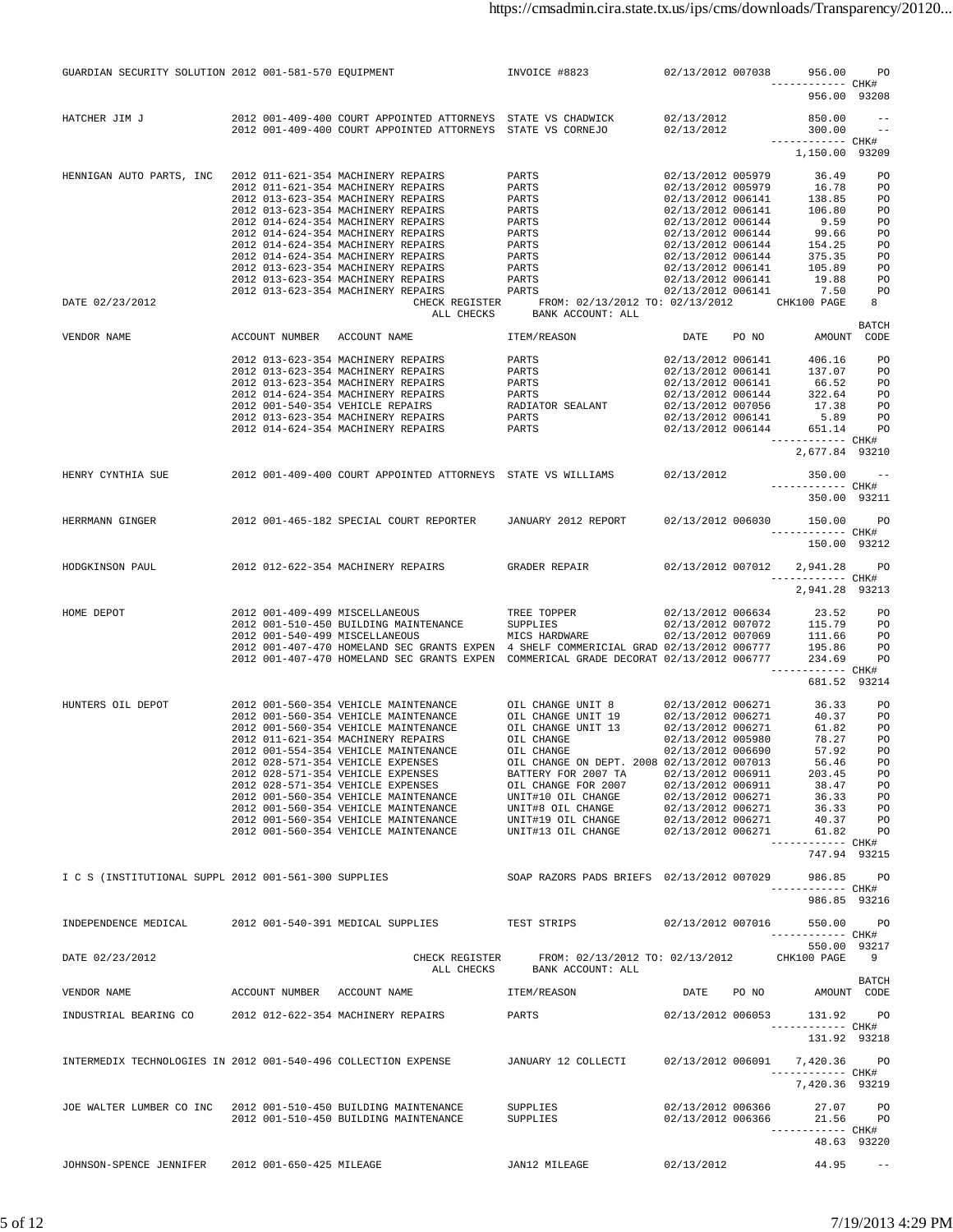| VENDOR NAME | ACCOUNT NUMBER | ACCOUNT NAME | ITEM/REASON | DATE | PO NO | AMOUNT | BATCH CODE |
|---|---|---|---|---|---|---|---|
| GUARDIAN SECURITY SOLUTION | 2012 001-581-570 | EQUIPMENT | INVOICE #8823 | 02/13/2012 | 007038 | 956.00 | PO |
| | | | | | | ------------ CHK# | |
| | | | | | | 956.00 | 93208 |
| HATCHER JIM J | 2012 001-409-400 | COURT APPOINTED ATTORNEYS | STATE VS CHADWICK | 02/13/2012 | | 850.00 | -- |
| | 2012 001-409-400 | COURT APPOINTED ATTORNEYS | STATE VS CORNEJO | 02/13/2012 | | 300.00 | -- |
| | | | | | | ------------ CHK# | |
| | | | | | | 1,150.00 | 93209 |
| HENNIGAN AUTO PARTS, INC | 2012 011-621-354 | MACHINERY REPAIRS | PARTS | 02/13/2012 | 005979 | 36.49 | PO |
| | 2012 011-621-354 | MACHINERY REPAIRS | PARTS | 02/13/2012 | 005979 | 16.78 | PO |
| | 2012 013-623-354 | MACHINERY REPAIRS | PARTS | 02/13/2012 | 006141 | 138.85 | PO |
| | 2012 013-623-354 | MACHINERY REPAIRS | PARTS | 02/13/2012 | 006141 | 106.80 | PO |
| | 2012 014-624-354 | MACHINERY REPAIRS | PARTS | 02/13/2012 | 006144 | 9.59 | PO |
| | 2012 014-624-354 | MACHINERY REPAIRS | PARTS | 02/13/2012 | 006144 | 99.66 | PO |
| | 2012 014-624-354 | MACHINERY REPAIRS | PARTS | 02/13/2012 | 006144 | 154.25 | PO |
| | 2012 014-624-354 | MACHINERY REPAIRS | PARTS | 02/13/2012 | 006144 | 375.35 | PO |
| | 2012 013-623-354 | MACHINERY REPAIRS | PARTS | 02/13/2012 | 006141 | 105.89 | PO |
| | 2012 013-623-354 | MACHINERY REPAIRS | PARTS | 02/13/2012 | 006141 | 19.88 | PO |
| | 2012 013-623-354 | MACHINERY REPAIRS | PARTS | 02/13/2012 | 006141 | 7.50 | PO |

DATE 02/23/2012 CHECK REGISTER FROM: 02/13/2012 TO: 02/13/2012 CHK100 PAGE 8
ALL CHECKS BANK ACCOUNT: ALL

| VENDOR NAME | ACCOUNT NUMBER | ACCOUNT NAME | ITEM/REASON | DATE | PO NO | AMOUNT | BATCH CODE |
|---|---|---|---|---|---|---|---|
| | 2012 013-623-354 | MACHINERY REPAIRS | PARTS | 02/13/2012 | 006141 | 406.16 | PO |
| | 2012 013-623-354 | MACHINERY REPAIRS | PARTS | 02/13/2012 | 006141 | 137.07 | PO |
| | 2012 013-623-354 | MACHINERY REPAIRS | PARTS | 02/13/2012 | 006141 | 66.52 | PO |
| | 2012 014-624-354 | MACHINERY REPAIRS | PARTS | 02/13/2012 | 006144 | 322.64 | PO |
| | 2012 001-540-354 | VEHICLE REPAIRS | RADIATOR SEALANT | 02/13/2012 | 007056 | 17.38 | PO |
| | 2012 013-623-354 | MACHINERY REPAIRS | PARTS | 02/13/2012 | 006141 | 5.89 | PO |
| | 2012 014-624-354 | MACHINERY REPAIRS | PARTS | 02/13/2012 | 006144 | 651.14 | PO |
| | | | | | | ------------ CHK# | |
| | | | | | | 2,677.84 | 93210 |
| HENRY CYNTHIA SUE | 2012 001-409-400 | COURT APPOINTED ATTORNEYS | STATE VS WILLIAMS | 02/13/2012 | | 350.00 | -- |
| | | | | | | ------------ CHK# | |
| | | | | | | 350.00 | 93211 |
| HERRMANN GINGER | 2012 001-465-182 | SPECIAL COURT REPORTER | JANUARY 2012 REPORT | 02/13/2012 | 006030 | 150.00 | PO |
| | | | | | | ------------ CHK# | |
| | | | | | | 150.00 | 93212 |
| HODGKINSON PAUL | 2012 012-622-354 | MACHINERY REPAIRS | GRADER REPAIR | 02/13/2012 | 007012 | 2,941.28 | PO |
| | | | | | | ------------ CHK# | |
| | | | | | | 2,941.28 | 93213 |
| HOME DEPOT | 2012 001-409-499 | MISCELLANEOUS | TREE TOPPER | 02/13/2012 | 006634 | 23.52 | PO |
| | 2012 001-510-450 | BUILDING MAINTENANCE | SUPPLIES | 02/13/2012 | 007072 | 115.79 | PO |
| | 2012 001-540-499 | MISCELLANEOUS | MICS HARDWARE | 02/13/2012 | 007069 | 111.66 | PO |
| | 2012 001-407-470 | HOMELAND SEC GRANTS EXPEN | 4 SHELF COMMERICIAL GRAD | 02/13/2012 | 006777 | 195.86 | PO |
| | 2012 001-407-470 | HOMELAND SEC GRANTS EXPEN | COMMERICAL GRADE DECORAT | 02/13/2012 | 006777 | 234.69 | PO |
| | | | | | | ------------ CHK# | |
| | | | | | | 681.52 | 93214 |
| HUNTERS OIL DEPOT | 2012 001-560-354 | VEHICLE MAINTENANCE | OIL CHANGE UNIT 8 | 02/13/2012 | 006271 | 36.33 | PO |
| | 2012 001-560-354 | VEHICLE MAINTENANCE | OIL CHANGE UNIT 19 | 02/13/2012 | 006271 | 40.37 | PO |
| | 2012 001-560-354 | VEHICLE MAINTENANCE | OIL CHANGE UNIT 13 | 02/13/2012 | 006271 | 61.82 | PO |
| | 2012 011-621-354 | MACHINERY REPAIRS | OIL CHANGE | 02/13/2012 | 005980 | 78.27 | PO |
| | 2012 001-554-354 | VEHICLE MAINTENANCE | OIL CHANGE | 02/13/2012 | 006690 | 57.92 | PO |
| | 2012 028-571-354 | VEHICLE EXPENSES | OIL CHANGE ON DEPT. 2008 | 02/13/2012 | 007013 | 56.46 | PO |
| | 2012 028-571-354 | VEHICLE EXPENSES | BATTERY FOR 2007 TA | 02/13/2012 | 006911 | 203.45 | PO |
| | 2012 028-571-354 | VEHICLE EXPENSES | OIL CHANGE FOR 2007 | 02/13/2012 | 006911 | 38.47 | PO |
| | 2012 001-560-354 | VEHICLE MAINTENANCE | UNIT#10 OIL CHANGE | 02/13/2012 | 006271 | 36.33 | PO |
| | 2012 001-560-354 | VEHICLE MAINTENANCE | UNIT#8 OIL CHANGE | 02/13/2012 | 006271 | 36.33 | PO |
| | 2012 001-560-354 | VEHICLE MAINTENANCE | UNIT#19 OIL CHANGE | 02/13/2012 | 006271 | 40.37 | PO |
| | 2012 001-560-354 | VEHICLE MAINTENANCE | UNIT#13 OIL CHANGE | 02/13/2012 | 006271 | 61.82 | PO |
| | | | | | | ------------ CHK# | |
| | | | | | | 747.94 | 93215 |
| I C S (INSTITUTIONAL SUPPL | 2012 001-561-300 | SUPPLIES | SOAP RAZORS PADS BRIEFS | 02/13/2012 | 007029 | 986.85 | PO |
| | | | | | | ------------ CHK# | |
| | | | | | | 986.85 | 93216 |
| INDEPENDENCE MEDICAL | 2012 001-540-391 | MEDICAL SUPPLIES | TEST STRIPS | 02/13/2012 | 007016 | 550.00 | PO |
| | | | | | | ------------ CHK# | |
| | | | | | | 550.00 | 93217 |

DATE 02/23/2012 CHECK REGISTER FROM: 02/13/2012 TO: 02/13/2012 CHK100 PAGE 9
ALL CHECKS BANK ACCOUNT: ALL

| VENDOR NAME | ACCOUNT NUMBER | ACCOUNT NAME | ITEM/REASON | DATE | PO NO | AMOUNT | BATCH CODE |
|---|---|---|---|---|---|---|---|
| INDUSTRIAL BEARING CO | 2012 012-622-354 | MACHINERY REPAIRS | PARTS | 02/13/2012 | 006053 | 131.92 | PO |
| | | | | | | ------------ CHK# | |
| | | | | | | 131.92 | 93218 |
| INTERMEDIX TECHNOLOGIES IN | 2012 001-540-496 | COLLECTION EXPENSE | JANUARY 12 COLLECTI | 02/13/2012 | 006091 | 7,420.36 | PO |
| | | | | | | ------------ CHK# | |
| | | | | | | 7,420.36 | 93219 |
| JOE WALTER LUMBER CO INC | 2012 001-510-450 | BUILDING MAINTENANCE | SUPPLIES | 02/13/2012 | 006366 | 27.07 | PO |
| | 2012 001-510-450 | BUILDING MAINTENANCE | SUPPLIES | 02/13/2012 | 006366 | 21.56 | PO |
| | | | | | | ------------ CHK# | |
| | | | | | | 48.63 | 93220 |
| JOHNSON-SPENCE JENNIFER | 2012 001-650-425 | MILEAGE | JAN12 MILEAGE | 02/13/2012 | | 44.95 | -- |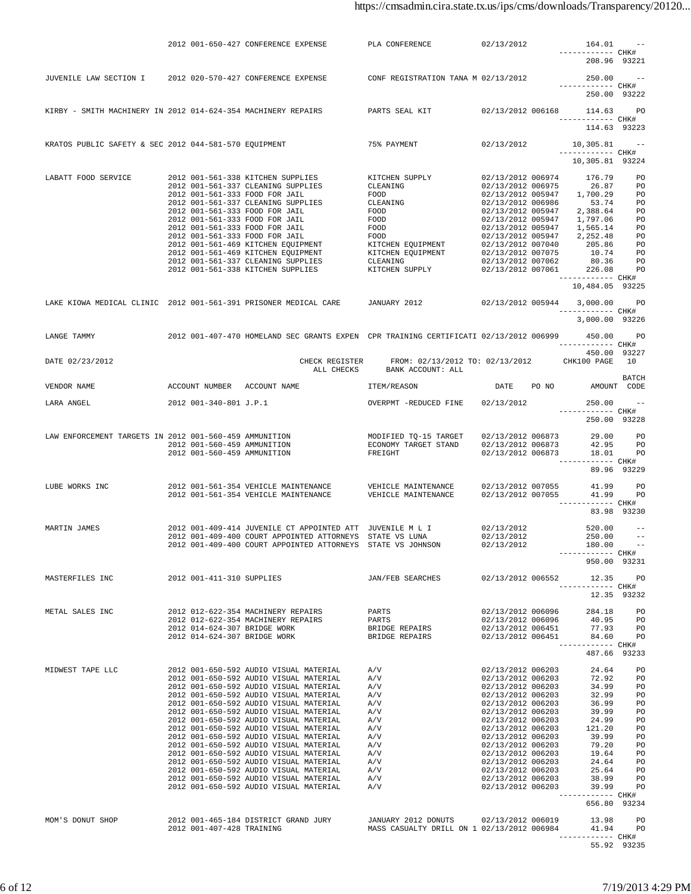| VENDOR NAME | ACCOUNT NUMBER | ACCOUNT NAME | ITEM/REASON | DATE | PO NO | AMOUNT | BATCH CODE |
|---|---|---|---|---|---|---|---|
| | 2012 001-650-427 | CONFERENCE EXPENSE | PLA CONFERENCE | 02/13/2012 | | 164.01 | -- |
| | | | | | | 208.96 | CHK# 93221 |
| JUVENILE LAW SECTION I | 2012 020-570-427 | CONFERENCE EXPENSE | CONF REGISTRATION TANA M | 02/13/2012 | | 250.00 | -- |
| | | | | | | 250.00 | CHK# 93222 |
| KIRBY - SMITH MACHINERY IN | 2012 014-624-354 | MACHINERY REPAIRS | PARTS SEAL KIT | 02/13/2012 | 006168 | 114.63 | PO |
| | | | | | | 114.63 | CHK# 93223 |
| KRATOS PUBLIC SAFETY & SEC | 2012 044-581-570 | EQUIPMENT | 75% PAYMENT | 02/13/2012 | | 10,305.81 | -- |
| | | | | | | 10,305.81 | CHK# 93224 |
| LABATT FOOD SERVICE | 2012 001-561-338 | KITCHEN SUPPLIES | KITCHEN SUPPLY | 02/13/2012 | 006974 | 176.79 | PO |
| | 2012 001-561-337 | CLEANING SUPPLIES | CLEANING | 02/13/2012 | 006975 | 26.87 | PO |
| | 2012 001-561-333 | FOOD FOR JAIL | FOOD | 02/13/2012 | 005947 | 1,700.29 | PO |
| | 2012 001-561-337 | CLEANING SUPPLIES | CLEANING | 02/13/2012 | 006986 | 53.74 | PO |
| | 2012 001-561-333 | FOOD FOR JAIL | FOOD | 02/13/2012 | 005947 | 2,388.64 | PO |
| | 2012 001-561-333 | FOOD FOR JAIL | FOOD | 02/13/2012 | 005947 | 1,797.06 | PO |
| | 2012 001-561-333 | FOOD FOR JAIL | FOOD | 02/13/2012 | 005947 | 1,565.14 | PO |
| | 2012 001-561-333 | FOOD FOR JAIL | FOOD | 02/13/2012 | 005947 | 2,252.48 | PO |
| | 2012 001-561-469 | KITCHEN EQUIPMENT | KITCHEN EQUIPMENT | 02/13/2012 | 007040 | 205.86 | PO |
| | 2012 001-561-469 | KITCHEN EQUIPMENT | KITCHEN EQUIPMENT | 02/13/2012 | 007075 | 10.74 | PO |
| | 2012 001-561-337 | CLEANING SUPPLIES | CLEANING | 02/13/2012 | 007062 | 80.36 | PO |
| | 2012 001-561-338 | KITCHEN SUPPLIES | KITCHEN SUPPLY | 02/13/2012 | 007061 | 226.08 | PO |
| | | | | | | 10,484.05 | CHK# 93225 |
| LAKE KIOWA MEDICAL CLINIC | 2012 001-561-391 | PRISONER MEDICAL CARE | JANUARY 2012 | 02/13/2012 | 005944 | 3,000.00 | PO |
| | | | | | | 3,000.00 | CHK# 93226 |
| LANGE TAMMY | 2012 001-407-470 | HOMELAND SEC GRANTS EXPEN | CPR TRAINING CERTIFICATI | 02/13/2012 | 006999 | 450.00 | PO |
| | | | | | | 450.00 | CHK# 93227 |

DATE 02/23/2012 CHECK REGISTER FROM: 02/13/2012 TO: 02/13/2012 CHK100 PAGE 10
ALL CHECKS BANK ACCOUNT: ALL

| VENDOR NAME | ACCOUNT NUMBER | ACCOUNT NAME | ITEM/REASON | DATE | PO NO | AMOUNT | BATCH CODE |
|---|---|---|---|---|---|---|---|
| LARA ANGEL | 2012 001-340-801 | J.P.1 | OVERPMT -REDUCED FINE | 02/13/2012 | | 250.00 | -- |
| | | | | | | 250.00 | CHK# 93228 |
| LAW ENFORCEMENT TARGETS IN | 2012 001-560-459 | AMMUNITION | MODIFIED TQ-15 TARGET | 02/13/2012 | 006873 | 29.00 | PO |
| | 2012 001-560-459 | AMMUNITION | ECONOMY TARGET STAND | 02/13/2012 | 006873 | 42.95 | PO |
| | 2012 001-560-459 | AMMUNITION | FREIGHT | 02/13/2012 | 006873 | 18.01 | PO |
| | | | | | | 89.96 | CHK# 93229 |
| LUBE WORKS INC | 2012 001-561-354 | VEHICLE MAINTENANCE | VEHICLE MAINTENANCE | 02/13/2012 | 007055 | 41.99 | PO |
| | 2012 001-561-354 | VEHICLE MAINTENANCE | VEHICLE MAINTENANCE | 02/13/2012 | 007055 | 41.99 | PO |
| | | | | | | 83.98 | CHK# 93230 |
| MARTIN JAMES | 2012 001-409-414 | JUVENILE CT APPOINTED ATT | JUVENILE M L I | 02/13/2012 | | 520.00 | -- |
| | 2012 001-409-400 | COURT APPOINTED ATTORNEYS | STATE VS LUNA | 02/13/2012 | | 250.00 | -- |
| | 2012 001-409-400 | COURT APPOINTED ATTORNEYS | STATE VS JOHNSON | 02/13/2012 | | 180.00 | -- |
| | | | | | | 950.00 | CHK# 93231 |
| MASTERFILES INC | 2012 001-411-310 | SUPPLIES | JAN/FEB SEARCHES | 02/13/2012 | 006552 | 12.35 | PO |
| | | | | | | 12.35 | CHK# 93232 |
| METAL SALES INC | 2012 012-622-354 | MACHINERY REPAIRS | PARTS | 02/13/2012 | 006096 | 284.18 | PO |
| | 2012 012-622-354 | MACHINERY REPAIRS | PARTS | 02/13/2012 | 006096 | 40.95 | PO |
| | 2012 014-624-307 | BRIDGE WORK | BRIDGE REPAIRS | 02/13/2012 | 006451 | 77.93 | PO |
| | 2012 014-624-307 | BRIDGE WORK | BRIDGE REPAIRS | 02/13/2012 | 006451 | 84.60 | PO |
| | | | | | | 487.66 | CHK# 93233 |
| MIDWEST TAPE LLC | 2012 001-650-592 | AUDIO VISUAL MATERIAL | A/V | 02/13/2012 | 006203 | 24.64 | PO |
| | 2012 001-650-592 | AUDIO VISUAL MATERIAL | A/V | 02/13/2012 | 006203 | 72.92 | PO |
| | 2012 001-650-592 | AUDIO VISUAL MATERIAL | A/V | 02/13/2012 | 006203 | 34.99 | PO |
| | 2012 001-650-592 | AUDIO VISUAL MATERIAL | A/V | 02/13/2012 | 006203 | 32.99 | PO |
| | 2012 001-650-592 | AUDIO VISUAL MATERIAL | A/V | 02/13/2012 | 006203 | 36.99 | PO |
| | 2012 001-650-592 | AUDIO VISUAL MATERIAL | A/V | 02/13/2012 | 006203 | 39.99 | PO |
| | 2012 001-650-592 | AUDIO VISUAL MATERIAL | A/V | 02/13/2012 | 006203 | 24.99 | PO |
| | 2012 001-650-592 | AUDIO VISUAL MATERIAL | A/V | 02/13/2012 | 006203 | 121.20 | PO |
| | 2012 001-650-592 | AUDIO VISUAL MATERIAL | A/V | 02/13/2012 | 006203 | 39.99 | PO |
| | 2012 001-650-592 | AUDIO VISUAL MATERIAL | A/V | 02/13/2012 | 006203 | 79.20 | PO |
| | 2012 001-650-592 | AUDIO VISUAL MATERIAL | A/V | 02/13/2012 | 006203 | 19.64 | PO |
| | 2012 001-650-592 | AUDIO VISUAL MATERIAL | A/V | 02/13/2012 | 006203 | 24.64 | PO |
| | 2012 001-650-592 | AUDIO VISUAL MATERIAL | A/V | 02/13/2012 | 006203 | 25.64 | PO |
| | 2012 001-650-592 | AUDIO VISUAL MATERIAL | A/V | 02/13/2012 | 006203 | 38.99 | PO |
| | 2012 001-650-592 | AUDIO VISUAL MATERIAL | A/V | 02/13/2012 | 006203 | 39.99 | PO |
| | | | | | | 656.80 | CHK# 93234 |
| MOM'S DONUT SHOP | 2012 001-465-184 | DISTRICT GRAND JURY | JANUARY 2012 DONUTS | 02/13/2012 | 006019 | 13.98 | PO |
| | 2012 001-407-428 | TRAINING | MASS CASUALTY DRILL ON 1 | 02/13/2012 | 006984 | 41.94 | PO |
| | | | | | | 55.92 | CHK# 93235 |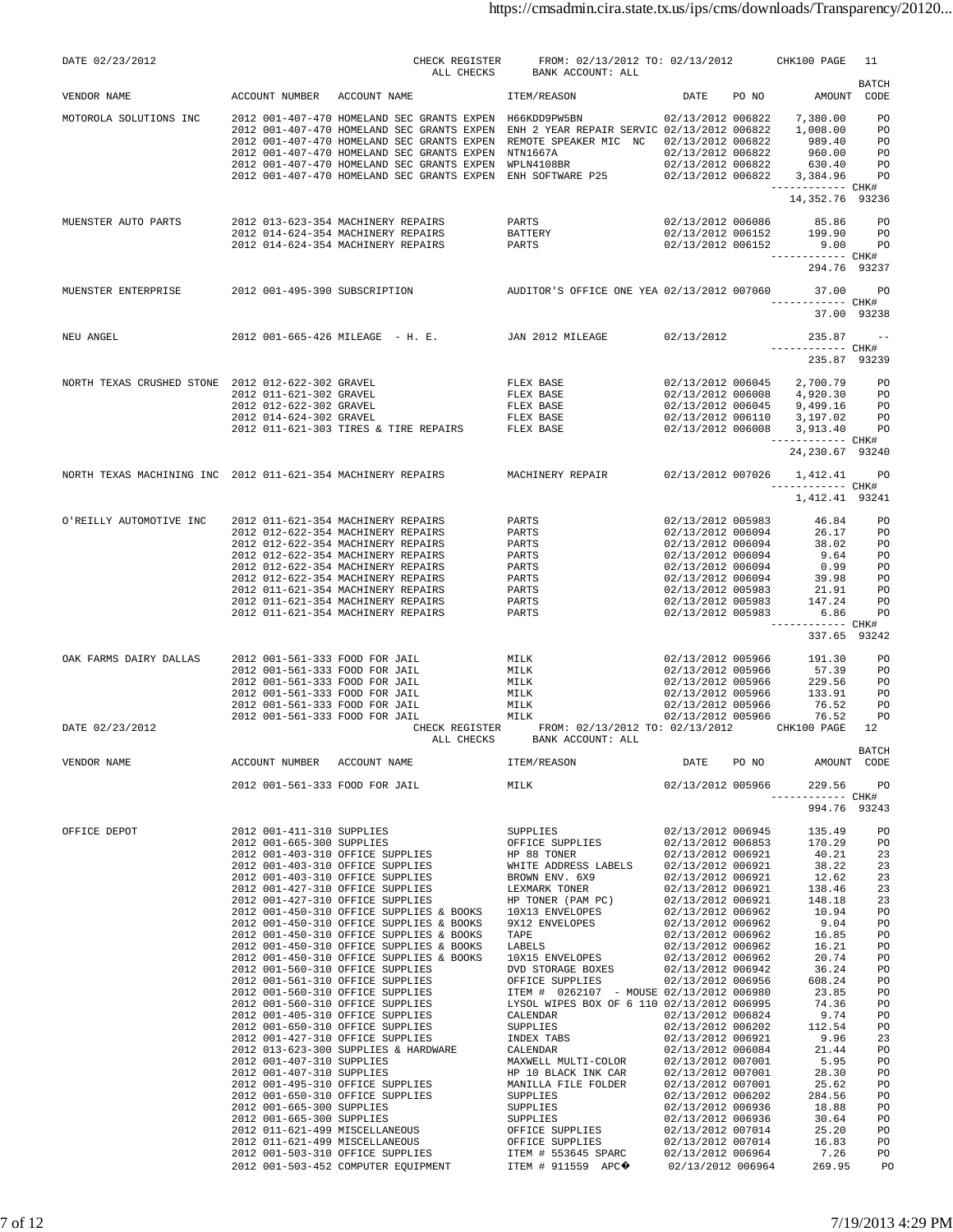DATE 02/23/2012 — CHECK REGISTER — ALL CHECKS — FROM: 02/13/2012 TO: 02/13/2012 — BANK ACCOUNT: ALL — CHK100 PAGE 11

| VENDOR NAME | ACCOUNT NUMBER | ACCOUNT NAME | ITEM/REASON | DATE | PO NO | AMOUNT | BATCH CODE |
|---|---|---|---|---|---|---|---|
| MOTOROLA SOLUTIONS INC | 2012 001-407-470 | HOMELAND SEC GRANTS EXPEN | H66KDD9PW5BN | 02/13/2012 | 006822 | 7,380.00 | PO |
| | 2012 001-407-470 | HOMELAND SEC GRANTS EXPEN | ENH 2 YEAR REPAIR SERVIC | 02/13/2012 | 006822 | 1,008.00 | PO |
| | 2012 001-407-470 | HOMELAND SEC GRANTS EXPEN | REMOTE SPEAKER MIC NC | 02/13/2012 | 006822 | 989.40 | PO |
| | 2012 001-407-470 | HOMELAND SEC GRANTS EXPEN | NTN1667A | 02/13/2012 | 006822 | 960.00 | PO |
| | 2012 001-407-470 | HOMELAND SEC GRANTS EXPEN | WPLN4108BR | 02/13/2012 | 006822 | 630.40 | PO |
| | 2012 001-407-470 | HOMELAND SEC GRANTS EXPEN | ENH SOFTWARE P25 | 02/13/2012 | 006822 | 3,384.96 | PO |
| | | | | | | 14,352.76 | CHK# 93236 |
| MUENSTER AUTO PARTS | 2012 013-623-354 | MACHINERY REPAIRS | PARTS | 02/13/2012 | 006086 | 85.86 | PO |
| | 2012 014-624-354 | MACHINERY REPAIRS | BATTERY | 02/13/2012 | 006152 | 199.90 | PO |
| | 2012 014-624-354 | MACHINERY REPAIRS | PARTS | 02/13/2012 | 006152 | 9.00 | PO |
| | | | | | | 294.76 | CHK# 93237 |
| MUENSTER ENTERPRISE | 2012 001-495-390 | SUBSCRIPTION | AUDITOR'S OFFICE ONE YEA | 02/13/2012 | 007060 | 37.00 | PO |
| | | | | | | 37.00 | CHK# 93238 |
| NEU ANGEL | 2012 001-665-426 | MILEAGE - H. E. | JAN 2012 MILEAGE | 02/13/2012 | | 235.87 | -- |
| | | | | | | 235.87 | CHK# 93239 |
| NORTH TEXAS CRUSHED STONE | 2012 012-622-302 | GRAVEL | FLEX BASE | 02/13/2012 | 006045 | 2,700.79 | PO |
| | 2012 011-621-302 | GRAVEL | FLEX BASE | 02/13/2012 | 006008 | 4,920.30 | PO |
| | 2012 012-622-302 | GRAVEL | FLEX BASE | 02/13/2012 | 006045 | 9,499.16 | PO |
| | 2012 014-624-302 | GRAVEL | FLEX BASE | 02/13/2012 | 006110 | 3,197.02 | PO |
| | 2012 011-621-303 | TIRES & TIRE REPAIRS | FLEX BASE | 02/13/2012 | 006008 | 3,913.40 | PO |
| | | | | | | 24,230.67 | CHK# 93240 |
| NORTH TEXAS MACHINING INC | 2012 011-621-354 | MACHINERY REPAIRS | MACHINERY REPAIR | 02/13/2012 | 007026 | 1,412.41 | PO |
| | | | | | | 1,412.41 | CHK# 93241 |
| O'REILLY AUTOMOTIVE INC | 2012 011-621-354 | MACHINERY REPAIRS | PARTS | 02/13/2012 | 005983 | 46.84 | PO |
| | 2012 012-622-354 | MACHINERY REPAIRS | PARTS | 02/13/2012 | 006094 | 26.17 | PO |
| | 2012 012-622-354 | MACHINERY REPAIRS | PARTS | 02/13/2012 | 006094 | 38.02 | PO |
| | 2012 012-622-354 | MACHINERY REPAIRS | PARTS | 02/13/2012 | 006094 | 9.64 | PO |
| | 2012 012-622-354 | MACHINERY REPAIRS | PARTS | 02/13/2012 | 006094 | 0.99 | PO |
| | 2012 012-622-354 | MACHINERY REPAIRS | PARTS | 02/13/2012 | 006094 | 39.98 | PO |
| | 2012 011-621-354 | MACHINERY REPAIRS | PARTS | 02/13/2012 | 005983 | 21.91 | PO |
| | 2012 011-621-354 | MACHINERY REPAIRS | PARTS | 02/13/2012 | 005983 | 147.24 | PO |
| | 2012 011-621-354 | MACHINERY REPAIRS | PARTS | 02/13/2012 | 005983 | 6.86 | PO |
| | | | | | | 337.65 | CHK# 93242 |
| OAK FARMS DAIRY DALLAS | 2012 001-561-333 | FOOD FOR JAIL | MILK | 02/13/2012 | 005966 | 191.30 | PO |
| | 2012 001-561-333 | FOOD FOR JAIL | MILK | 02/13/2012 | 005966 | 57.39 | PO |
| | 2012 001-561-333 | FOOD FOR JAIL | MILK | 02/13/2012 | 005966 | 229.56 | PO |
| | 2012 001-561-333 | FOOD FOR JAIL | MILK | 02/13/2012 | 005966 | 133.91 | PO |
| | 2012 001-561-333 | FOOD FOR JAIL | MILK | 02/13/2012 | 005966 | 76.52 | PO |
| | 2012 001-561-333 | FOOD FOR JAIL | MILK | 02/13/2012 | 005966 | 76.52 | PO |

DATE 02/23/2012 — CHECK REGISTER — ALL CHECKS — FROM: 02/13/2012 TO: 02/13/2012 — BANK ACCOUNT: ALL — CHK100 PAGE 12

| VENDOR NAME | ACCOUNT NUMBER | ACCOUNT NAME | ITEM/REASON | DATE | PO NO | AMOUNT | BATCH CODE |
|---|---|---|---|---|---|---|---|
| | 2012 001-561-333 | FOOD FOR JAIL | MILK | 02/13/2012 | 005966 | 229.56 | PO |
| | | | | | | 994.76 | CHK# 93243 |
| OFFICE DEPOT | 2012 001-411-310 | SUPPLIES | SUPPLIES | 02/13/2012 | 006945 | 135.49 | PO |
| | 2012 001-665-300 | SUPPLIES | OFFICE SUPPLIES | 02/13/2012 | 006853 | 170.29 | PO |
| | 2012 001-403-310 | OFFICE SUPPLIES | HP 88 TONER | 02/13/2012 | 006921 | 40.21 | 23 |
| | 2012 001-403-310 | OFFICE SUPPLIES | WHITE ADDRESS LABELS | 02/13/2012 | 006921 | 38.22 | 23 |
| | 2012 001-403-310 | OFFICE SUPPLIES | BROWN ENV. 6X9 | 02/13/2012 | 006921 | 12.62 | 23 |
| | 2012 001-427-310 | OFFICE SUPPLIES | LEXMARK TONER | 02/13/2012 | 006921 | 138.46 | 23 |
| | 2012 001-427-310 | OFFICE SUPPLIES | HP TONER (PAM PC) | 02/13/2012 | 006921 | 148.18 | 23 |
| | 2012 001-450-310 | OFFICE SUPPLIES & BOOKS | 10X13 ENVELOPES | 02/13/2012 | 006962 | 10.94 | PO |
| | 2012 001-450-310 | OFFICE SUPPLIES & BOOKS | 9X12 ENVELOPES | 02/13/2012 | 006962 | 9.04 | PO |
| | 2012 001-450-310 | OFFICE SUPPLIES & BOOKS | TAPE | 02/13/2012 | 006962 | 16.85 | PO |
| | 2012 001-450-310 | OFFICE SUPPLIES & BOOKS | LABELS | 02/13/2012 | 006962 | 16.21 | PO |
| | 2012 001-450-310 | OFFICE SUPPLIES & BOOKS | 10X15 ENVELOPES | 02/13/2012 | 006962 | 20.74 | PO |
| | 2012 001-560-310 | OFFICE SUPPLIES | DVD STORAGE BOXES | 02/13/2012 | 006942 | 36.24 | PO |
| | 2012 001-561-310 | OFFICE SUPPLIES | OFFICE SUPPLIES | 02/13/2012 | 006956 | 608.24 | PO |
| | 2012 001-560-310 | OFFICE SUPPLIES | ITEM # 0262107 - MOUSE | 02/13/2012 | 006980 | 23.85 | PO |
| | 2012 001-560-310 | OFFICE SUPPLIES | LYSOL WIPES BOX OF 6 110 | 02/13/2012 | 006995 | 74.36 | PO |
| | 2012 001-405-310 | OFFICE SUPPLIES | CALENDAR | 02/13/2012 | 006824 | 9.74 | PO |
| | 2012 001-650-310 | OFFICE SUPPLIES | SUPPLIES | 02/13/2012 | 006202 | 112.54 | PO |
| | 2012 001-427-310 | OFFICE SUPPLIES | INDEX TABS | 02/13/2012 | 006921 | 9.96 | 23 |
| | 2012 013-623-300 | SUPPLIES & HARDWARE | CALENDAR | 02/13/2012 | 006084 | 21.44 | PO |
| | 2012 001-407-310 | SUPPLIES | MAXWELL MULTI-COLOR | 02/13/2012 | 007001 | 5.95 | PO |
| | 2012 001-407-310 | SUPPLIES | HP 10 BLACK INK CAR | 02/13/2012 | 007001 | 28.30 | PO |
| | 2012 001-495-310 | OFFICE SUPPLIES | MANILLA FILE FOLDER | 02/13/2012 | 007001 | 25.62 | PO |
| | 2012 001-650-310 | OFFICE SUPPLIES | SUPPLIES | 02/13/2012 | 006202 | 284.56 | PO |
| | 2012 001-665-300 | SUPPLIES | SUPPLIES | 02/13/2012 | 006936 | 18.88 | PO |
| | 2012 001-665-300 | SUPPLIES | SUPPLIES | 02/13/2012 | 006936 | 30.64 | PO |
| | 2012 011-621-499 | MISCELLANEOUS | OFFICE SUPPLIES | 02/13/2012 | 007014 | 25.20 | PO |
| | 2012 011-621-499 | MISCELLANEOUS | OFFICE SUPPLIES | 02/13/2012 | 007014 | 16.83 | PO |
| | 2012 001-503-310 | OFFICE SUPPLIES | ITEM # 553645 SPARC | 02/13/2012 | 006964 | 7.26 | PO |
| | 2012 001-503-452 | COMPUTER EQUIPMENT | ITEM # 911559 APC� | 02/13/2012 | 006964 | 269.95 | PO |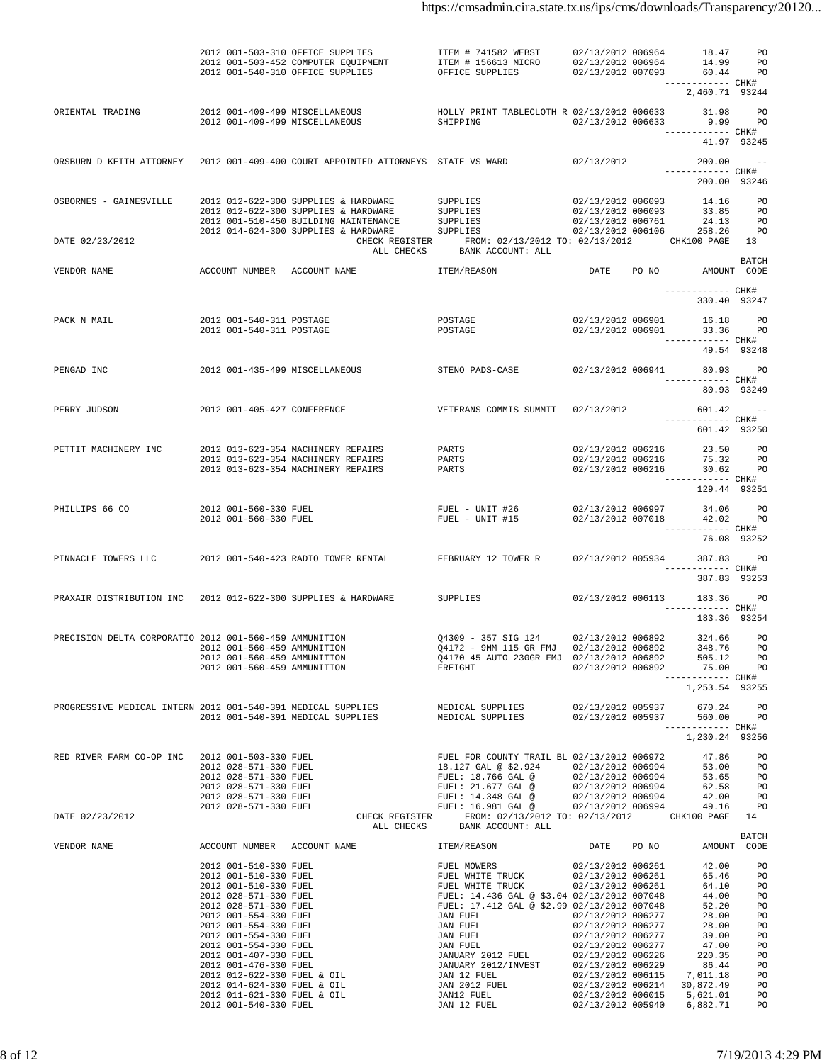| VENDOR NAME | ACCOUNT NUMBER | ACCOUNT NAME | ITEM/REASON | DATE | PO NO | AMOUNT | BATCH CODE |
|---|---|---|---|---|---|---|---|
| | 2012 001-503-310 | OFFICE SUPPLIES | ITEM # 741582 WEBST | 02/13/2012 | 006964 | 18.47 | PO |
| | 2012 001-503-452 | COMPUTER EQUIPMENT | ITEM # 156613 MICRO | 02/13/2012 | 006964 | 14.99 | PO |
| | 2012 001-540-310 | OFFICE SUPPLIES | OFFICE SUPPLIES | 02/13/2012 | 007093 | 60.44 | PO |
| | | | | | CHK# | 2,460.71 | 93244 |
| ORIENTAL TRADING | 2012 001-409-499 | MISCELLANEOUS | HOLLY PRINT TABLECLOTH R | 02/13/2012 | 006633 | 31.98 | PO |
| | 2012 001-409-499 | MISCELLANEOUS | SHIPPING | 02/13/2012 | 006633 | 9.99 | PO |
| | | | | | CHK# | 41.97 | 93245 |
| ORSBURN D KEITH ATTORNEY | 2012 001-409-400 | COURT APPOINTED ATTORNEYS | STATE VS WARD | 02/13/2012 | | 200.00 | -- |
| | | | | | CHK# | 200.00 | 93246 |
| OSBORNES - GAINESVILLE | 2012 012-622-300 | SUPPLIES & HARDWARE | SUPPLIES | 02/13/2012 | 006093 | 14.16 | PO |
| | 2012 012-622-300 | SUPPLIES & HARDWARE | SUPPLIES | 02/13/2012 | 006093 | 33.85 | PO |
| | 2012 001-510-450 | BUILDING MAINTENANCE | SUPPLIES | 02/13/2012 | 006761 | 24.13 | PO |
| | 2012 014-624-300 | SUPPLIES & HARDWARE | SUPPLIES | 02/13/2012 | 006106 | 258.26 | PO |

DATE 02/23/2012 CHECK REGISTER FROM: 02/13/2012 TO: 02/13/2012 CHK100 PAGE 13
ALL CHECKS BANK ACCOUNT: ALL

| VENDOR NAME | ACCOUNT NUMBER | ACCOUNT NAME | ITEM/REASON | DATE | PO NO | AMOUNT | BATCH CODE |
|---|---|---|---|---|---|---|---|
| | | | | | CHK# | 330.40 | 93247 |
| PACK N MAIL | 2012 001-540-311 | POSTAGE | POSTAGE | 02/13/2012 | 006901 | 16.18 | PO |
| | 2012 001-540-311 | POSTAGE | POSTAGE | 02/13/2012 | 006901 | 33.36 | PO |
| | | | | | CHK# | 49.54 | 93248 |
| PENGAD INC | 2012 001-435-499 | MISCELLANEOUS | STENO PADS-CASE | 02/13/2012 | 006941 | 80.93 | PO |
| | | | | | CHK# | 80.93 | 93249 |
| PERRY JUDSON | 2012 001-405-427 | CONFERENCE | VETERANS COMMIS SUMMIT | 02/13/2012 | | 601.42 | -- |
| | | | | | CHK# | 601.42 | 93250 |
| PETTIT MACHINERY INC | 2012 013-623-354 | MACHINERY REPAIRS | PARTS | 02/13/2012 | 006216 | 23.50 | PO |
| | 2012 013-623-354 | MACHINERY REPAIRS | PARTS | 02/13/2012 | 006216 | 75.32 | PO |
| | 2012 013-623-354 | MACHINERY REPAIRS | PARTS | 02/13/2012 | 006216 | 30.62 | PO |
| | | | | | CHK# | 129.44 | 93251 |
| PHILLIPS 66 CO | 2012 001-560-330 | FUEL | FUEL - UNIT #26 | 02/13/2012 | 006997 | 34.06 | PO |
| | 2012 001-560-330 | FUEL | FUEL - UNIT #15 | 02/13/2012 | 007018 | 42.02 | PO |
| | | | | | CHK# | 76.08 | 93252 |
| PINNACLE TOWERS LLC | 2012 001-540-423 | RADIO TOWER RENTAL | FEBRUARY 12 TOWER R | 02/13/2012 | 005934 | 387.83 | PO |
| | | | | | CHK# | 387.83 | 93253 |
| PRAXAIR DISTRIBUTION INC | 2012 012-622-300 | SUPPLIES & HARDWARE | SUPPLIES | 02/13/2012 | 006113 | 183.36 | PO |
| | | | | | CHK# | 183.36 | 93254 |
| PRECISION DELTA CORPORATIO | 2012 001-560-459 | AMMUNITION | Q4309 - 357 SIG 124 | 02/13/2012 | 006892 | 324.66 | PO |
| | 2012 001-560-459 | AMMUNITION | Q4172 - 9MM 115 GR FMJ | 02/13/2012 | 006892 | 348.76 | PO |
| | 2012 001-560-459 | AMMUNITION | Q4170 45 AUTO 230GR FMJ | 02/13/2012 | 006892 | 505.12 | PO |
| | 2012 001-560-459 | AMMUNITION | FREIGHT | 02/13/2012 | 006892 | 75.00 | PO |
| | | | | | CHK# | 1,253.54 | 93255 |
| PROGRESSIVE MEDICAL INTERN | 2012 001-540-391 | MEDICAL SUPPLIES | MEDICAL SUPPLIES | 02/13/2012 | 005937 | 670.24 | PO |
| | 2012 001-540-391 | MEDICAL SUPPLIES | MEDICAL SUPPLIES | 02/13/2012 | 005937 | 560.00 | PO |
| | | | | | CHK# | 1,230.24 | 93256 |
| RED RIVER FARM CO-OP INC | 2012 001-503-330 | FUEL | FUEL FOR COUNTY TRAIL BL | 02/13/2012 | 006972 | 47.86 | PO |
| | 2012 028-571-330 | FUEL | 18.127 GAL @ $2.924 | 02/13/2012 | 006994 | 53.00 | PO |
| | 2012 028-571-330 | FUEL | FUEL: 18.766 GAL @ | 02/13/2012 | 006994 | 53.65 | PO |
| | 2012 028-571-330 | FUEL | FUEL: 21.677 GAL @ | 02/13/2012 | 006994 | 62.58 | PO |
| | 2012 028-571-330 | FUEL | FUEL: 14.348 GAL @ | 02/13/2012 | 006994 | 42.00 | PO |
| | 2012 028-571-330 | FUEL | FUEL: 16.981 GAL @ | 02/13/2012 | 006994 | 49.16 | PO |

DATE 02/23/2012 CHECK REGISTER FROM: 02/13/2012 TO: 02/13/2012 CHK100 PAGE 14
ALL CHECKS BANK ACCOUNT: ALL

| VENDOR NAME | ACCOUNT NUMBER | ACCOUNT NAME | ITEM/REASON | DATE | PO NO | AMOUNT | BATCH CODE |
|---|---|---|---|---|---|---|---|
| | 2012 001-510-330 | FUEL | FUEL MOWERS | 02/13/2012 | 006261 | 42.00 | PO |
| | 2012 001-510-330 | FUEL | FUEL WHITE TRUCK | 02/13/2012 | 006261 | 65.46 | PO |
| | 2012 001-510-330 | FUEL | FUEL WHITE TRUCK | 02/13/2012 | 006261 | 64.10 | PO |
| | 2012 028-571-330 | FUEL | FUEL: 14.436 GAL @ $3.04 | 02/13/2012 | 007048 | 44.00 | PO |
| | 2012 028-571-330 | FUEL | FUEL: 17.412 GAL @ $2.99 | 02/13/2012 | 007048 | 52.20 | PO |
| | 2012 001-554-330 | FUEL | JAN FUEL | 02/13/2012 | 006277 | 28.00 | PO |
| | 2012 001-554-330 | FUEL | JAN FUEL | 02/13/2012 | 006277 | 28.00 | PO |
| | 2012 001-554-330 | FUEL | JAN FUEL | 02/13/2012 | 006277 | 39.00 | PO |
| | 2012 001-554-330 | FUEL | JAN FUEL | 02/13/2012 | 006277 | 47.00 | PO |
| | 2012 001-407-330 | FUEL | JANUARY 2012 FUEL | 02/13/2012 | 006226 | 220.35 | PO |
| | 2012 001-476-330 | FUEL | JANUARY 2012/INVEST | 02/13/2012 | 006229 | 86.44 | PO |
| | 2012 012-622-330 | FUEL & OIL | JAN 12 FUEL | 02/13/2012 | 006115 | 7,011.18 | PO |
| | 2012 014-624-330 | FUEL & OIL | JAN 2012 FUEL | 02/13/2012 | 006214 | 30,872.49 | PO |
| | 2012 011-621-330 | FUEL & OIL | JAN12 FUEL | 02/13/2012 | 006015 | 5,621.01 | PO |
| | 2012 001-540-330 | FUEL | JAN 12 FUEL | 02/13/2012 | 005940 | 6,882.71 | PO |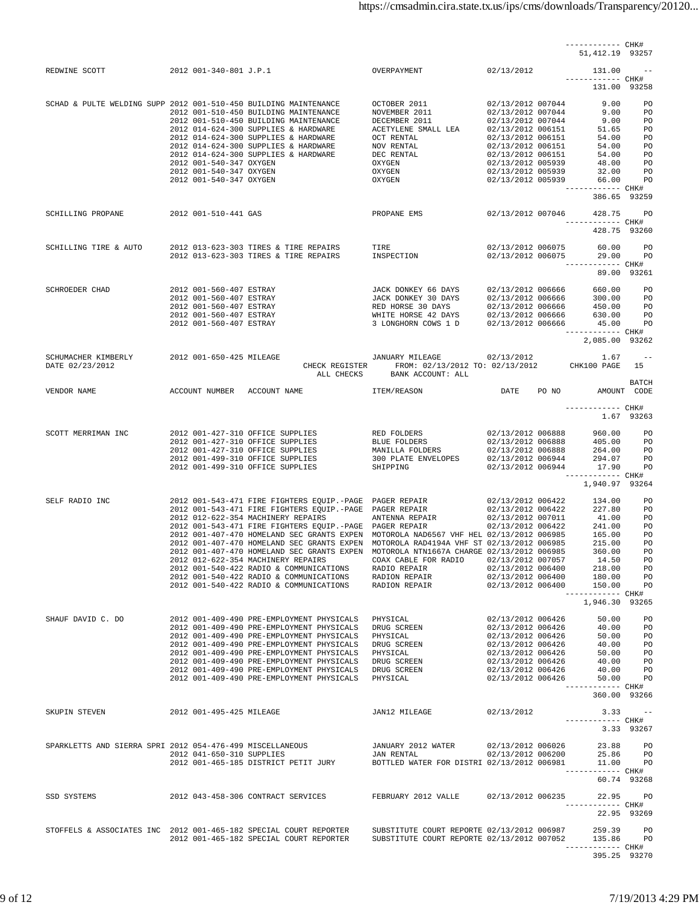| VENDOR NAME | ACCOUNT NUMBER | ACCOUNT NAME | ITEM/REASON | DATE | PO NO | AMOUNT | BATCH CODE |
|---|---|---|---|---|---|---|---|
| | | | | | | ----------- CHK# | |
| | | | | | | 51,412.19 | 93257 |
| REDWINE SCOTT | 2012 001-340-801 | J.P.1 | OVERPAYMENT | 02/13/2012 | | 131.00 | -- |
| | | | | | | ----------- CHK# | |
| | | | | | | 131.00 | 93258 |
| SCHAD & PULTE WELDING SUPP | 2012 001-510-450 | BUILDING MAINTENANCE | OCTOBER 2011 | 02/13/2012 | 007044 | 9.00 | PO |
| | 2012 001-510-450 | BUILDING MAINTENANCE | NOVEMBER 2011 | 02/13/2012 | 007044 | 9.00 | PO |
| | 2012 001-510-450 | BUILDING MAINTENANCE | DECEMBER 2011 | 02/13/2012 | 007044 | 9.00 | PO |
| | 2012 014-624-300 | SUPPLIES & HARDWARE | ACETYLENE SMALL LEA | 02/13/2012 | 006151 | 51.65 | PO |
| | 2012 014-624-300 | SUPPLIES & HARDWARE | OCT RENTAL | 02/13/2012 | 006151 | 54.00 | PO |
| | 2012 014-624-300 | SUPPLIES & HARDWARE | NOV RENTAL | 02/13/2012 | 006151 | 54.00 | PO |
| | 2012 014-624-300 | SUPPLIES & HARDWARE | DEC RENTAL | 02/13/2012 | 006151 | 54.00 | PO |
| | 2012 001-540-347 | OXYGEN | OXYGEN | 02/13/2012 | 005939 | 48.00 | PO |
| | 2012 001-540-347 | OXYGEN | OXYGEN | 02/13/2012 | 005939 | 32.00 | PO |
| | 2012 001-540-347 | OXYGEN | OXYGEN | 02/13/2012 | 005939 | 66.00 | PO |
| | | | | | | ----------- CHK# | |
| | | | | | | 386.65 | 93259 |
| SCHILLING PROPANE | 2012 001-510-441 | GAS | PROPANE EMS | 02/13/2012 | 007046 | 428.75 | PO |
| | | | | | | ----------- CHK# | |
| | | | | | | 428.75 | 93260 |
| SCHILLING TIRE & AUTO | 2012 013-623-303 | TIRES & TIRE REPAIRS | TIRE | 02/13/2012 | 006075 | 60.00 | PO |
| | 2012 013-623-303 | TIRES & TIRE REPAIRS | INSPECTION | 02/13/2012 | 006075 | 29.00 | PO |
| | | | | | | ----------- CHK# | |
| | | | | | | 89.00 | 93261 |
| SCHROEDER CHAD | 2012 001-560-407 | ESTRAY | JACK DONKEY 66 DAYS | 02/13/2012 | 006666 | 660.00 | PO |
| | 2012 001-560-407 | ESTRAY | JACK DONKEY 30 DAYS | 02/13/2012 | 006666 | 300.00 | PO |
| | 2012 001-560-407 | ESTRAY | RED HORSE 30 DAYS | 02/13/2012 | 006666 | 450.00 | PO |
| | 2012 001-560-407 | ESTRAY | WHITE HORSE 42 DAYS | 02/13/2012 | 006666 | 630.00 | PO |
| | 2012 001-560-407 | ESTRAY | 3 LONGHORN COWS 1 D | 02/13/2012 | 006666 | 45.00 | PO |
| | | | | | | ----------- CHK# | |
| | | | | | | 2,085.00 | 93262 |
| SCHUMACHER KIMBERLY | 2012 001-650-425 | MILEAGE | JANUARY MILEAGE | 02/13/2012 | | 1.67 | -- |

DATE 02/23/2012 — CHECK REGISTER FROM: 02/13/2012 TO: 02/13/2012 — CHK100 PAGE 15
ALL CHECKS — BANK ACCOUNT: ALL

| VENDOR NAME | ACCOUNT NUMBER | ACCOUNT NAME | ITEM/REASON | DATE | PO NO | AMOUNT | BATCH CODE |
|---|---|---|---|---|---|---|---|
| | | | | | | ----------- CHK# | |
| | | | | | | 1.67 | 93263 |
| SCOTT MERRIMAN INC | 2012 001-427-310 | OFFICE SUPPLIES | RED FOLDERS | 02/13/2012 | 006888 | 960.00 | PO |
| | 2012 001-427-310 | OFFICE SUPPLIES | BLUE FOLDERS | 02/13/2012 | 006888 | 405.00 | PO |
| | 2012 001-427-310 | OFFICE SUPPLIES | MANILLA FOLDERS | 02/13/2012 | 006888 | 264.00 | PO |
| | 2012 001-499-310 | OFFICE SUPPLIES | 300 PLATE ENVELOPES | 02/13/2012 | 006944 | 294.07 | PO |
| | 2012 001-499-310 | OFFICE SUPPLIES | SHIPPING | 02/13/2012 | 006944 | 17.90 | PO |
| | | | | | | ----------- CHK# | |
| | | | | | | 1,940.97 | 93264 |
| SELF RADIO INC | 2012 001-543-471 | FIRE FIGHTERS EQUIP.-PAGE | PAGER REPAIR | 02/13/2012 | 006422 | 134.00 | PO |
| | 2012 001-543-471 | FIRE FIGHTERS EQUIP.-PAGE | PAGER REPAIR | 02/13/2012 | 006422 | 227.80 | PO |
| | 2012 012-622-354 | MACHINERY REPAIRS | ANTENNA REPAIR | 02/13/2012 | 007011 | 41.00 | PO |
| | 2012 001-543-471 | FIRE FIGHTERS EQUIP.-PAGE | PAGER REPAIR | 02/13/2012 | 006422 | 241.00 | PO |
| | 2012 001-407-470 | HOMELAND SEC GRANTS EXPEN | MOTOROLA NAD6567 VHF HEL | 02/13/2012 | 006985 | 165.00 | PO |
| | 2012 001-407-470 | HOMELAND SEC GRANTS EXPEN | MOTOROLA RAD4194A VHF ST | 02/13/2012 | 006985 | 215.00 | PO |
| | 2012 001-407-470 | HOMELAND SEC GRANTS EXPEN | MOTOROLA NTN1667A CHARGE | 02/13/2012 | 006985 | 360.00 | PO |
| | 2012 012-622-354 | MACHINERY REPAIRS | COAX CABLE FOR RADIO | 02/13/2012 | 007057 | 14.50 | PO |
| | 2012 001-540-422 | RADIO & COMMUNICATIONS | RADIO REPAIR | 02/13/2012 | 006400 | 218.00 | PO |
| | 2012 001-540-422 | RADIO & COMMUNICATIONS | RADION REPAIR | 02/13/2012 | 006400 | 180.00 | PO |
| | 2012 001-540-422 | RADIO & COMMUNICATIONS | RADION REPAIR | 02/13/2012 | 006400 | 150.00 | PO |
| | | | | | | ----------- CHK# | |
| | | | | | | 1,946.30 | 93265 |
| SHAUF DAVID C. DO | 2012 001-409-490 | PRE-EMPLOYMENT PHYSICALS | PHYSICAL | 02/13/2012 | 006426 | 50.00 | PO |
| | 2012 001-409-490 | PRE-EMPLOYMENT PHYSICALS | DRUG SCREEN | 02/13/2012 | 006426 | 40.00 | PO |
| | 2012 001-409-490 | PRE-EMPLOYMENT PHYSICALS | PHYSICAL | 02/13/2012 | 006426 | 50.00 | PO |
| | 2012 001-409-490 | PRE-EMPLOYMENT PHYSICALS | DRUG SCREEN | 02/13/2012 | 006426 | 40.00 | PO |
| | 2012 001-409-490 | PRE-EMPLOYMENT PHYSICALS | PHYSICAL | 02/13/2012 | 006426 | 50.00 | PO |
| | 2012 001-409-490 | PRE-EMPLOYMENT PHYSICALS | DRUG SCREEN | 02/13/2012 | 006426 | 40.00 | PO |
| | 2012 001-409-490 | PRE-EMPLOYMENT PHYSICALS | DRUG SCREEN | 02/13/2012 | 006426 | 40.00 | PO |
| | 2012 001-409-490 | PRE-EMPLOYMENT PHYSICALS | PHYSICAL | 02/13/2012 | 006426 | 50.00 | PO |
| | | | | | | ----------- CHK# | |
| | | | | | | 360.00 | 93266 |
| SKUPIN STEVEN | 2012 001-495-425 | MILEAGE | JAN12 MILEAGE | 02/13/2012 | | 3.33 | -- |
| | | | | | | ----------- CHK# | |
| | | | | | | 3.33 | 93267 |
| SPARKLETTS AND SIERRA SPRI | 2012 054-476-499 | MISCELLANEOUS | JANUARY 2012 WATER | 02/13/2012 | 006026 | 23.88 | PO |
| | 2012 041-650-310 | SUPPLIES | JAN RENTAL | 02/13/2012 | 006200 | 25.86 | PO |
| | 2012 001-465-185 | DISTRICT PETIT JURY | BOTTLED WATER FOR DISTRI | 02/13/2012 | 006981 | 11.00 | PO |
| | | | | | | ----------- CHK# | |
| | | | | | | 60.74 | 93268 |
| SSD SYSTEMS | 2012 043-458-306 | CONTRACT SERVICES | FEBRUARY 2012 VALLE | 02/13/2012 | 006235 | 22.95 | PO |
| | | | | | | ----------- CHK# | |
| | | | | | | 22.95 | 93269 |
| STOFFELS & ASSOCIATES INC | 2012 001-465-182 | SPECIAL COURT REPORTER | SUBSTITUTE COURT REPORTE | 02/13/2012 | 006987 | 259.39 | PO |
| | 2012 001-465-182 | SPECIAL COURT REPORTER | SUBSTITUTE COURT REPORTE | 02/13/2012 | 007052 | 135.86 | PO |
| | | | | | | ----------- CHK# | |
| | | | | | | 395.25 | 93270 |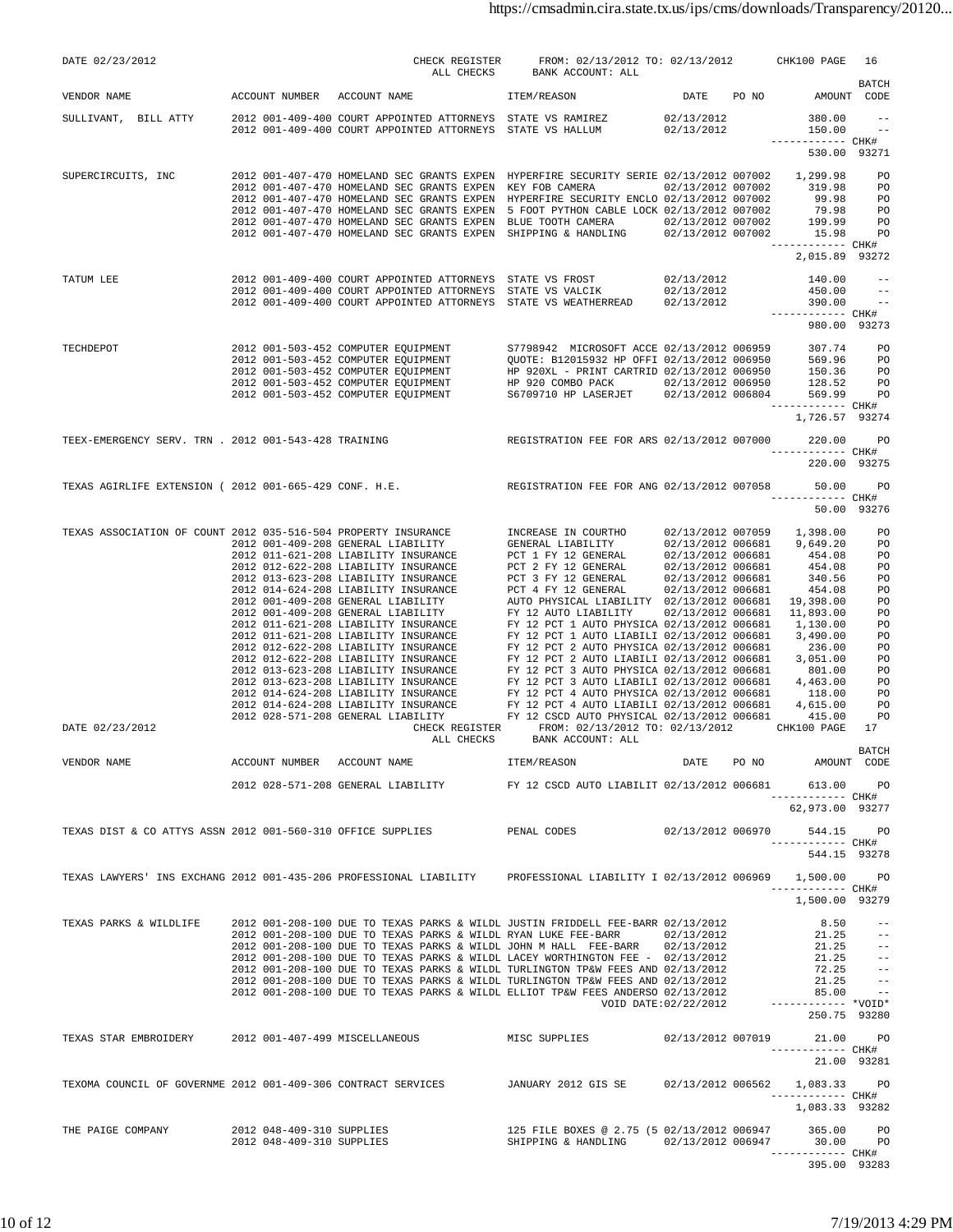DATE 02/23/2012 — CHECK REGISTER — ALL CHECKS — FROM: 02/13/2012 TO: 02/13/2012 — BANK ACCOUNT: ALL — CHK100 PAGE 16

| VENDOR NAME | ACCOUNT NUMBER | ACCOUNT NAME | ITEM/REASON | DATE | PO NO | AMOUNT | BATCH CODE |
|---|---|---|---|---|---|---|---|
| SULLIVANT, BILL ATTY | 2012 001-409-400 | COURT APPOINTED ATTORNEYS | STATE VS RAMIREZ | 02/13/2012 | | 380.00 | -- |
| | 2012 001-409-400 | COURT APPOINTED ATTORNEYS | STATE VS HALLUM | 02/13/2012 | | 150.00 | -- |
| | | | | | | CHK# 530.00 | 93271 |
| SUPERCIRCUITS, INC | 2012 001-407-470 | HOMELAND SEC GRANTS EXPEN | HYPERFIRE SECURITY SERIE | 02/13/2012 | 007002 | 1,299.98 | PO |
| | 2012 001-407-470 | HOMELAND SEC GRANTS EXPEN | KEY FOB CAMERA | 02/13/2012 | 007002 | 319.98 | PO |
| | 2012 001-407-470 | HOMELAND SEC GRANTS EXPEN | HYPERFIRE SECURITY ENCLO | 02/13/2012 | 007002 | 99.98 | PO |
| | 2012 001-407-470 | HOMELAND SEC GRANTS EXPEN | 5 FOOT PYTHON CABLE LOCK | 02/13/2012 | 007002 | 79.98 | PO |
| | 2012 001-407-470 | HOMELAND SEC GRANTS EXPEN | BLUE TOOTH CAMERA | 02/13/2012 | 007002 | 199.99 | PO |
| | 2012 001-407-470 | HOMELAND SEC GRANTS EXPEN | SHIPPING & HANDLING | 02/13/2012 | 007002 | 15.98 | PO |
| | | | | | | CHK# 2,015.89 | 93272 |
| TATUM LEE | 2012 001-409-400 | COURT APPOINTED ATTORNEYS | STATE VS FROST | 02/13/2012 | | 140.00 | -- |
| | 2012 001-409-400 | COURT APPOINTED ATTORNEYS | STATE VS VALCIK | 02/13/2012 | | 450.00 | -- |
| | 2012 001-409-400 | COURT APPOINTED ATTORNEYS | STATE VS WEATHERREAD | 02/13/2012 | | 390.00 | -- |
| | | | | | | CHK# 980.00 | 93273 |
| TECHDEPOT | 2012 001-503-452 | COMPUTER EQUIPMENT | S7798942 MICROSOFT ACCE | 02/13/2012 | 006959 | 307.74 | PO |
| | 2012 001-503-452 | COMPUTER EQUIPMENT | QUOTE: B12015932 HP OFFI | 02/13/2012 | 006950 | 569.96 | PO |
| | 2012 001-503-452 | COMPUTER EQUIPMENT | HP 920XL - PRINT CARTRID | 02/13/2012 | 006950 | 150.36 | PO |
| | 2012 001-503-452 | COMPUTER EQUIPMENT | HP 920 COMBO PACK | 02/13/2012 | 006950 | 128.52 | PO |
| | 2012 001-503-452 | COMPUTER EQUIPMENT | S6709710 HP LASERJET | 02/13/2012 | 006804 | 569.99 | PO |
| | | | | | | CHK# 1,726.57 | 93274 |
| TEEX-EMERGENCY SERV. TRN . | 2012 001-543-428 | TRAINING | REGISTRATION FEE FOR ARS | 02/13/2012 | 007000 | 220.00 | PO |
| | | | | | | CHK# 220.00 | 93275 |
| TEXAS AGIRLIFE EXTENSION ( | 2012 001-665-429 | CONF. H.E. | REGISTRATION FEE FOR ANG | 02/13/2012 | 007058 | 50.00 | PO |
| | | | | | | CHK# 50.00 | 93276 |
| TEXAS ASSOCIATION OF COUNT | 2012 035-516-504 | PROPERTY INSURANCE | INCREASE IN COURTHO | 02/13/2012 | 007059 | 1,398.00 | PO |
| | 2012 001-409-208 | GENERAL LIABILITY | GENERAL LIABILITY | 02/13/2012 | 006681 | 9,649.20 | PO |
| | 2012 011-621-208 | LIABILITY INSURANCE | PCT 1 FY 12 GENERAL | 02/13/2012 | 006681 | 454.08 | PO |
| | 2012 012-622-208 | LIABILITY INSURANCE | PCT 2 FY 12 GENERAL | 02/13/2012 | 006681 | 454.08 | PO |
| | 2012 013-623-208 | LIABILITY INSURANCE | PCT 3 FY 12 GENERAL | 02/13/2012 | 006681 | 340.56 | PO |
| | 2012 014-624-208 | LIABILITY INSURANCE | PCT 4 FY 12 GENERAL | 02/13/2012 | 006681 | 454.08 | PO |
| | 2012 001-409-208 | GENERAL LIABILITY | AUTO PHYSICAL LIABILITY | 02/13/2012 | 006681 | 19,398.00 | PO |
| | 2012 001-409-208 | GENERAL LIABILITY | FY 12 AUTO LIABILITY | 02/13/2012 | 006681 | 11,893.00 | PO |
| | 2012 011-621-208 | LIABILITY INSURANCE | FY 12 PCT 1 AUTO PHYSICA | 02/13/2012 | 006681 | 1,130.00 | PO |
| | 2012 011-621-208 | LIABILITY INSURANCE | FY 12 PCT 1 AUTO LIABILI | 02/13/2012 | 006681 | 3,490.00 | PO |
| | 2012 012-622-208 | LIABILITY INSURANCE | FY 12 PCT 2 AUTO PHYSICA | 02/13/2012 | 006681 | 236.00 | PO |
| | 2012 012-622-208 | LIABILITY INSURANCE | FY 12 PCT 2 AUTO LIABILI | 02/13/2012 | 006681 | 3,051.00 | PO |
| | 2012 013-623-208 | LIABILITY INSURANCE | FY 12 PCT 3 AUTO PHYSICA | 02/13/2012 | 006681 | 801.00 | PO |
| | 2012 013-623-208 | LIABILITY INSURANCE | FY 12 PCT 3 AUTO LIABILI | 02/13/2012 | 006681 | 4,463.00 | PO |
| | 2012 014-624-208 | LIABILITY INSURANCE | FY 12 PCT 4 AUTO PHYSICA | 02/13/2012 | 006681 | 118.00 | PO |
| | 2012 014-624-208 | LIABILITY INSURANCE | FY 12 PCT 4 AUTO LIABILI | 02/13/2012 | 006681 | 4,615.00 | PO |
| | 2012 028-571-208 | GENERAL LIABILITY | FY 12 CSCD AUTO PHYSICAL | 02/13/2012 | 006681 | 415.00 | PO |

DATE 02/23/2012 — CHECK REGISTER — ALL CHECKS — FROM: 02/13/2012 TO: 02/13/2012 — BANK ACCOUNT: ALL — CHK100 PAGE 17

| VENDOR NAME | ACCOUNT NUMBER | ACCOUNT NAME | ITEM/REASON | DATE | PO NO | AMOUNT | BATCH CODE |
|---|---|---|---|---|---|---|---|
| | 2012 028-571-208 | GENERAL LIABILITY | FY 12 CSCD AUTO LIABILIT | 02/13/2012 | 006681 | 613.00 | PO |
| | | | | | | CHK# 62,973.00 | 93277 |
| TEXAS DIST & CO ATTYS ASSN | 2012 001-560-310 | OFFICE SUPPLIES | PENAL CODES | 02/13/2012 | 006970 | 544.15 | PO |
| | | | | | | CHK# 544.15 | 93278 |
| TEXAS LAWYERS' INS EXCHANG | 2012 001-435-206 | PROFESSIONAL LIABILITY | PROFESSIONAL LIABILITY I | 02/13/2012 | 006969 | 1,500.00 | PO |
| | | | | | | CHK# 1,500.00 | 93279 |
| TEXAS PARKS & WILDLIFE | 2012 001-208-100 | DUE TO TEXAS PARKS & WILDL | JUSTIN FRIDDELL FEE-BARR | 02/13/2012 | | 8.50 | -- |
| | 2012 001-208-100 | DUE TO TEXAS PARKS & WILDL | RYAN LUKE FEE-BARR | 02/13/2012 | | 21.25 | -- |
| | 2012 001-208-100 | DUE TO TEXAS PARKS & WILDL | JOHN M HALL FEE-BARR | 02/13/2012 | | 21.25 | -- |
| | 2012 001-208-100 | DUE TO TEXAS PARKS & WILDL | LACEY WORTHINGTON FEE - | 02/13/2012 | | 21.25 | -- |
| | 2012 001-208-100 | DUE TO TEXAS PARKS & WILDL | TURLINGTON TP&W FEES AND | 02/13/2012 | | 72.25 | -- |
| | 2012 001-208-100 | DUE TO TEXAS PARKS & WILDL | TURLINGTON TP&W FEES AND | 02/13/2012 | | 21.25 | -- |
| | 2012 001-208-100 | DUE TO TEXAS PARKS & WILDL | ELLIOT TP&W FEES ANDERSO | 02/13/2012 | | 85.00 | -- |
| | | | VOID DATE:02/22/2012 | | | *VOID* 250.75 | 93280 |
| TEXAS STAR EMBROIDERY | 2012 001-407-499 | MISCELLANEOUS | MISC SUPPLIES | 02/13/2012 | 007019 | 21.00 | PO |
| | | | | | | CHK# 21.00 | 93281 |
| TEXOMA COUNCIL OF GOVERNME | 2012 001-409-306 | CONTRACT SERVICES | JANUARY 2012 GIS SE | 02/13/2012 | 006562 | 1,083.33 | PO |
| | | | | | | CHK# 1,083.33 | 93282 |
| THE PAIGE COMPANY | 2012 048-409-310 | SUPPLIES | 125 FILE BOXES @ 2.75 (5 | 02/13/2012 | 006947 | 365.00 | PO |
| | 2012 048-409-310 | SUPPLIES | SHIPPING & HANDLING | 02/13/2012 | 006947 | 30.00 | PO |
| | | | | | | CHK# 395.00 | 93283 |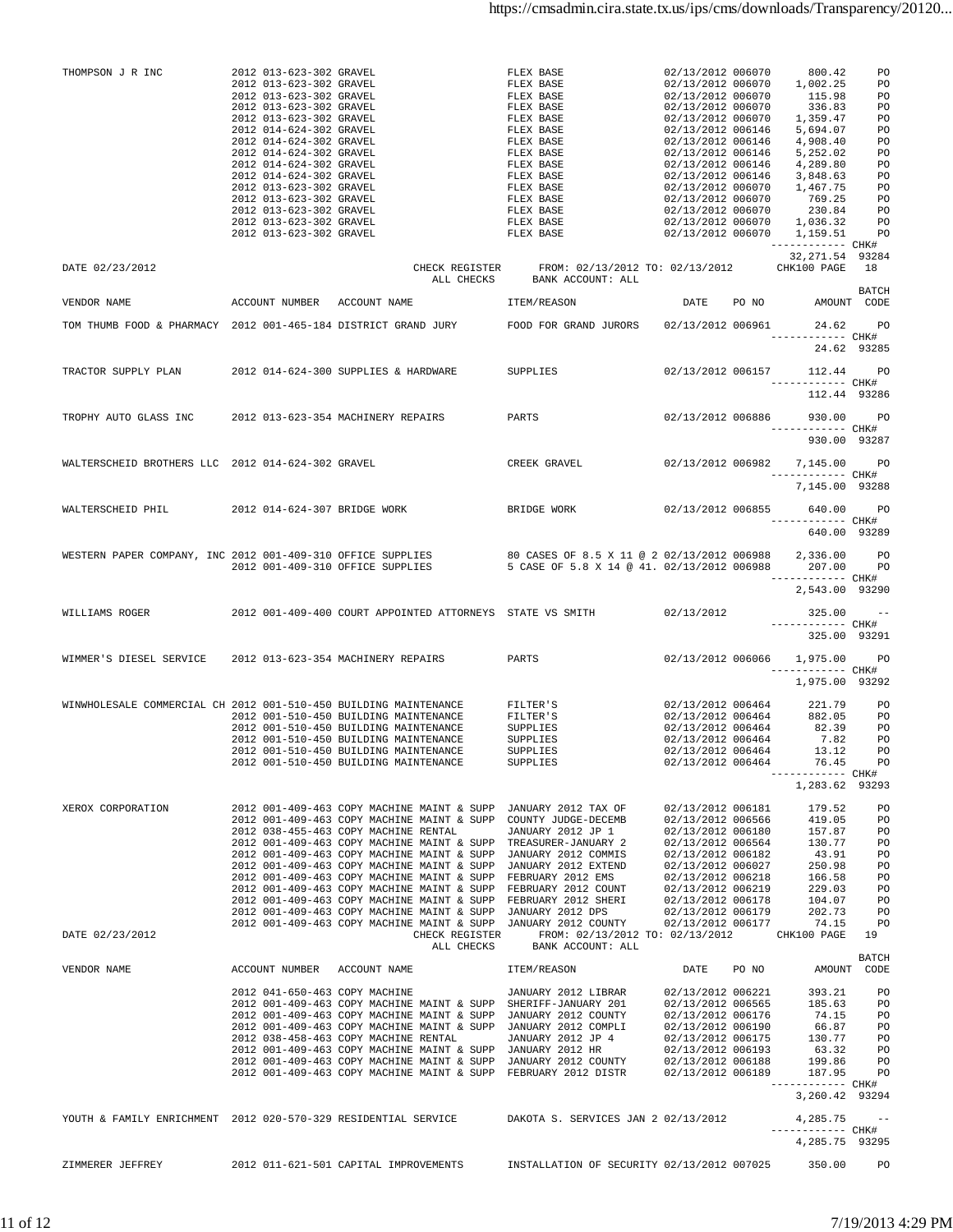| VENDOR NAME | ACCOUNT NUMBER | ACCOUNT NAME | ITEM/REASON | DATE | PO NO | AMOUNT | BATCH CODE |
|---|---|---|---|---|---|---|---|
| THOMPSON J R INC | 2012 013-623-302 | GRAVEL | FLEX BASE | 02/13/2012 | 006070 | 800.42 | PO |
| | 2012 013-623-302 | GRAVEL | FLEX BASE | 02/13/2012 | 006070 | 1,002.25 | PO |
| | 2012 013-623-302 | GRAVEL | FLEX BASE | 02/13/2012 | 006070 | 115.98 | PO |
| | 2012 013-623-302 | GRAVEL | FLEX BASE | 02/13/2012 | 006070 | 336.83 | PO |
| | 2012 013-623-302 | GRAVEL | FLEX BASE | 02/13/2012 | 006070 | 1,359.47 | PO |
| | 2012 014-624-302 | GRAVEL | FLEX BASE | 02/13/2012 | 006146 | 5,694.07 | PO |
| | 2012 014-624-302 | GRAVEL | FLEX BASE | 02/13/2012 | 006146 | 4,908.40 | PO |
| | 2012 014-624-302 | GRAVEL | FLEX BASE | 02/13/2012 | 006146 | 5,252.02 | PO |
| | 2012 014-624-302 | GRAVEL | FLEX BASE | 02/13/2012 | 006146 | 4,289.80 | PO |
| | 2012 014-624-302 | GRAVEL | FLEX BASE | 02/13/2012 | 006146 | 3,848.63 | PO |
| | 2012 013-623-302 | GRAVEL | FLEX BASE | 02/13/2012 | 006070 | 1,467.75 | PO |
| | 2012 013-623-302 | GRAVEL | FLEX BASE | 02/13/2012 | 006070 | 769.25 | PO |
| | 2012 013-623-302 | GRAVEL | FLEX BASE | 02/13/2012 | 006070 | 230.84 | PO |
| | 2012 013-623-302 | GRAVEL | FLEX BASE | 02/13/2012 | 006070 | 1,036.32 | PO |
| | 2012 013-623-302 | GRAVEL | FLEX BASE | 02/13/2012 | 006070 | 1,159.51 | PO |
| | | | | | | ------------ CHK# | |
| | | | | | | 32,271.54 | 93284 |

DATE 02/23/2012 CHECK REGISTER FROM: 02/13/2012 TO: 02/13/2012 CHK100 PAGE 18
ALL CHECKS BANK ACCOUNT: ALL

| VENDOR NAME | ACCOUNT NUMBER | ACCOUNT NAME | ITEM/REASON | DATE | PO NO | AMOUNT | BATCH CODE |
|---|---|---|---|---|---|---|---|
| TOM THUMB FOOD & PHARMACY | 2012 001-465-184 | DISTRICT GRAND JURY | FOOD FOR GRAND JURORS | 02/13/2012 | 006961 | 24.62 | PO |
| | | | | | | ------------ CHK# | |
| | | | | | | 24.62 | 93285 |
| TRACTOR SUPPLY PLAN | 2012 014-624-300 | SUPPLIES & HARDWARE | SUPPLIES | 02/13/2012 | 006157 | 112.44 | PO |
| | | | | | | ------------ CHK# | |
| | | | | | | 112.44 | 93286 |
| TROPHY AUTO GLASS INC | 2012 013-623-354 | MACHINERY REPAIRS | PARTS | 02/13/2012 | 006886 | 930.00 | PO |
| | | | | | | ------------ CHK# | |
| | | | | | | 930.00 | 93287 |
| WALTERSCHEID BROTHERS LLC | 2012 014-624-302 | GRAVEL | CREEK GRAVEL | 02/13/2012 | 006982 | 7,145.00 | PO |
| | | | | | | ------------ CHK# | |
| | | | | | | 7,145.00 | 93288 |
| WALTERSCHEID PHIL | 2012 014-624-307 | BRIDGE WORK | BRIDGE WORK | 02/13/2012 | 006855 | 640.00 | PO |
| | | | | | | ------------ CHK# | |
| | | | | | | 640.00 | 93289 |
| WESTERN PAPER COMPANY, INC | 2012 001-409-310 | OFFICE SUPPLIES | 80 CASES OF 8.5 X 11 @ 2 | 02/13/2012 | 006988 | 2,336.00 | PO |
| | 2012 001-409-310 | OFFICE SUPPLIES | 5 CASE OF 5.8 X 14 @ 41. | 02/13/2012 | 006988 | 207.00 | PO |
| | | | | | | ------------ CHK# | |
| | | | | | | 2,543.00 | 93290 |
| WILLIAMS ROGER | 2012 001-409-400 | COURT APPOINTED ATTORNEYS | STATE VS SMITH | 02/13/2012 | | 325.00 | -- |
| | | | | | | ------------ CHK# | |
| | | | | | | 325.00 | 93291 |
| WIMMER'S DIESEL SERVICE | 2012 013-623-354 | MACHINERY REPAIRS | PARTS | 02/13/2012 | 006066 | 1,975.00 | PO |
| | | | | | | ------------ CHK# | |
| | | | | | | 1,975.00 | 93292 |
| WINWHOLESALE COMMERCIAL CH | 2012 001-510-450 | BUILDING MAINTENANCE | FILTER'S | 02/13/2012 | 006464 | 221.79 | PO |
| | 2012 001-510-450 | BUILDING MAINTENANCE | FILTER'S | 02/13/2012 | 006464 | 882.05 | PO |
| | 2012 001-510-450 | BUILDING MAINTENANCE | SUPPLIES | 02/13/2012 | 006464 | 82.39 | PO |
| | 2012 001-510-450 | BUILDING MAINTENANCE | SUPPLIES | 02/13/2012 | 006464 | 7.82 | PO |
| | 2012 001-510-450 | BUILDING MAINTENANCE | SUPPLIES | 02/13/2012 | 006464 | 13.12 | PO |
| | 2012 001-510-450 | BUILDING MAINTENANCE | SUPPLIES | 02/13/2012 | 006464 | 76.45 | PO |
| | | | | | | ------------ CHK# | |
| | | | | | | 1,283.62 | 93293 |
| XEROX CORPORATION | 2012 001-409-463 | COPY MACHINE MAINT & SUPP | JANUARY 2012 TAX OF | 02/13/2012 | 006181 | 179.52 | PO |
| | 2012 001-409-463 | COPY MACHINE MAINT & SUPP | COUNTY JUDGE-DECEMB | 02/13/2012 | 006566 | 419.05 | PO |
| | 2012 038-455-463 | COPY MACHINE RENTAL | JANUARY 2012 JP 1 | 02/13/2012 | 006180 | 157.87 | PO |
| | 2012 001-409-463 | COPY MACHINE MAINT & SUPP | TREASURER-JANUARY 2 | 02/13/2012 | 006564 | 130.77 | PO |
| | 2012 001-409-463 | COPY MACHINE MAINT & SUPP | JANUARY 2012 COMMIS | 02/13/2012 | 006182 | 43.91 | PO |
| | 2012 001-409-463 | COPY MACHINE MAINT & SUPP | JANUARY 2012 EXTEND | 02/13/2012 | 006027 | 250.98 | PO |
| | 2012 001-409-463 | COPY MACHINE MAINT & SUPP | FEBRUARY 2012 EMS | 02/13/2012 | 006218 | 166.58 | PO |
| | 2012 001-409-463 | COPY MACHINE MAINT & SUPP | FEBRUARY 2012 COUNT | 02/13/2012 | 006219 | 229.03 | PO |
| | 2012 001-409-463 | COPY MACHINE MAINT & SUPP | FEBRUARY 2012 SHERI | 02/13/2012 | 006178 | 104.07 | PO |
| | 2012 001-409-463 | COPY MACHINE MAINT & SUPP | JANUARY 2012 DPS | 02/13/2012 | 006179 | 202.73 | PO |
| | 2012 001-409-463 | COPY MACHINE MAINT & SUPP | JANUARY 2012 COUNTY | 02/13/2012 | 006177 | 74.15 | PO |

DATE 02/23/2012 CHECK REGISTER FROM: 02/13/2012 TO: 02/13/2012 CHK100 PAGE 19
ALL CHECKS BANK ACCOUNT: ALL

| VENDOR NAME | ACCOUNT NUMBER | ACCOUNT NAME | ITEM/REASON | DATE | PO NO | AMOUNT | BATCH CODE |
|---|---|---|---|---|---|---|---|
| | 2012 041-650-463 | COPY MACHINE | JANUARY 2012 LIBRAR | 02/13/2012 | 006221 | 393.21 | PO |
| | 2012 001-409-463 | COPY MACHINE MAINT & SUPP | SHERIFF-JANUARY 201 | 02/13/2012 | 006565 | 185.63 | PO |
| | 2012 001-409-463 | COPY MACHINE MAINT & SUPP | JANUARY 2012 COUNTY | 02/13/2012 | 006176 | 74.15 | PO |
| | 2012 001-409-463 | COPY MACHINE MAINT & SUPP | JANUARY 2012 COMPLI | 02/13/2012 | 006190 | 66.87 | PO |
| | 2012 038-458-463 | COPY MACHINE RENTAL | JANUARY 2012 JP 4 | 02/13/2012 | 006175 | 130.77 | PO |
| | 2012 001-409-463 | COPY MACHINE MAINT & SUPP | JANUARY 2012 HR | 02/13/2012 | 006193 | 63.32 | PO |
| | 2012 001-409-463 | COPY MACHINE MAINT & SUPP | JANUARY 2012 COUNTY | 02/13/2012 | 006188 | 199.86 | PO |
| | 2012 001-409-463 | COPY MACHINE MAINT & SUPP | FEBRUARY 2012 DISTR | 02/13/2012 | 006189 | 187.95 | PO |
| | | | | | | ------------ CHK# | |
| | | | | | | 3,260.42 | 93294 |
| YOUTH & FAMILY ENRICHMENT | 2012 020-570-329 | RESIDENTIAL SERVICE | DAKOTA S. SERVICES JAN 2 | 02/13/2012 | | 4,285.75 | -- |
| | | | | | | ------------ CHK# | |
| | | | | | | 4,285.75 | 93295 |
| ZIMMERER JEFFREY | 2012 011-621-501 | CAPITAL IMPROVEMENTS | INSTALLATION OF SECURITY | 02/13/2012 | 007025 | 350.00 | PO |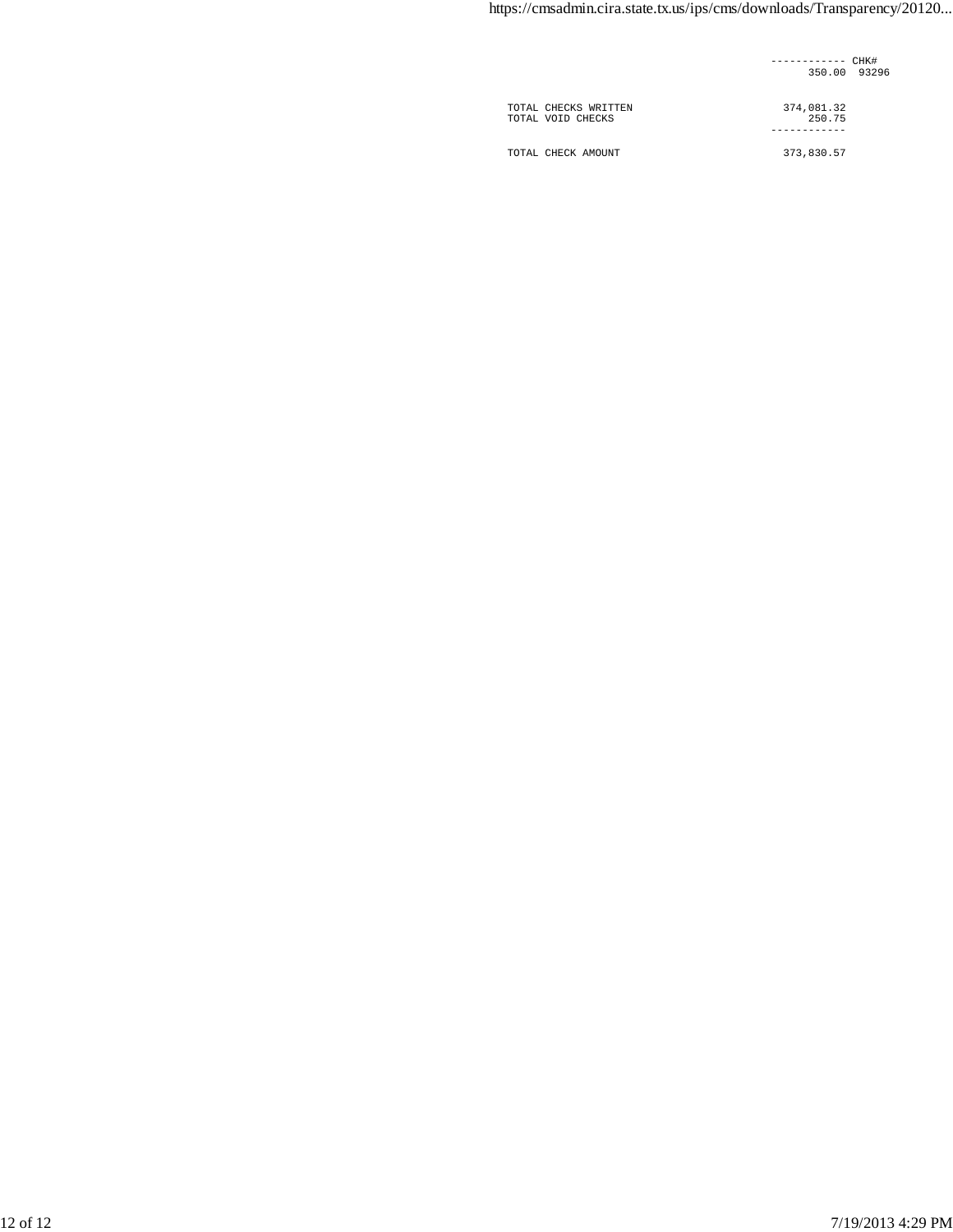| | | |
|---|---|---|
| | ------------ | CHK# |
| | 350.00 | 93296 |
| TOTAL CHECKS WRITTEN | 374,081.32 | |
| TOTAL VOID CHECKS | 250.75 | |
| | ------------ | |
| TOTAL CHECK AMOUNT | 373,830.57 | |